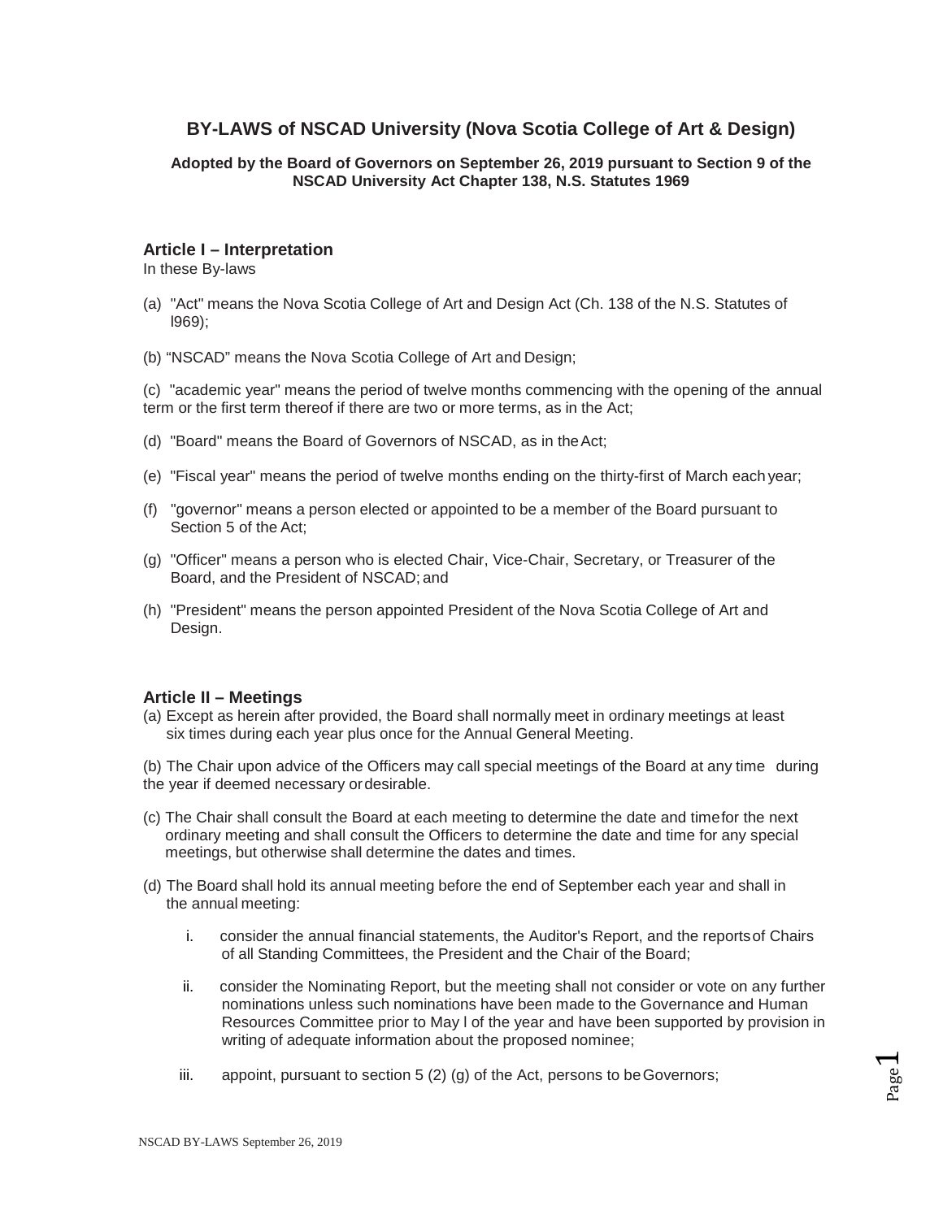# BY-LAWS of NSCAD University (Nova Scotia College of Art & Design)

**Adopted by the Board of Governors on September 26, 2019 pursuant to Section 9 of the NSCAD University Act Chapter 138, N.S. Statutes 1969**

## Article I – Interpretation

In these By-laws

(a) "Act" means the Nova Scotia College of Art and Design Act (Ch. 138 of the N.S. Statutes of l969);

(b) “NSCAD” means the Nova Scotia College of Art and Design;

(c) "academic year" means the period of twelve months commencing with the opening of the annual term or the first term thereof if there are two or more terms, as in the Act;

(d) "Board" means the Board of Governors of NSCAD, as in the Act;

(e) "Fiscal year" means the period of twelve months ending on the thirty-first of March each year;

(f) "governor" means a person elected or appointed to be a member of the Board pursuant to Section 5 of the Act;

(g) "Officer" means a person who is elected Chair, Vice-Chair, Secretary, or Treasurer of the Board, and the President of NSCAD; and

(h) "President" means the person appointed President of the Nova Scotia College of Art and Design.

## Article II – Meetings

(a) Except as herein after provided, the Board shall normally meet in ordinary meetings at least six times during each year plus once for the Annual General Meeting.

(b) The Chair upon advice of the Officers may call special meetings of the Board at any time during the year if deemed necessary or desirable.

(c) The Chair shall consult the Board at each meeting to determine the date and time for the next ordinary meeting and shall consult the Officers to determine the date and time for any special meetings, but otherwise shall determine the dates and times.

(d) The Board shall hold its annual meeting before the end of September each year and shall in the annual meeting:

i. consider the annual financial statements, the Auditor's Report, and the reports of Chairs of all Standing Committees, the President and the Chair of the Board;

ii. consider the Nominating Report, but the meeting shall not consider or vote on any further nominations unless such nominations have been made to the Governance and Human Resources Committee prior to May l of the year and have been supported by provision in writing of adequate information about the proposed nominee;

iii. appoint, pursuant to section 5 (2) (g) of the Act, persons to be Governors;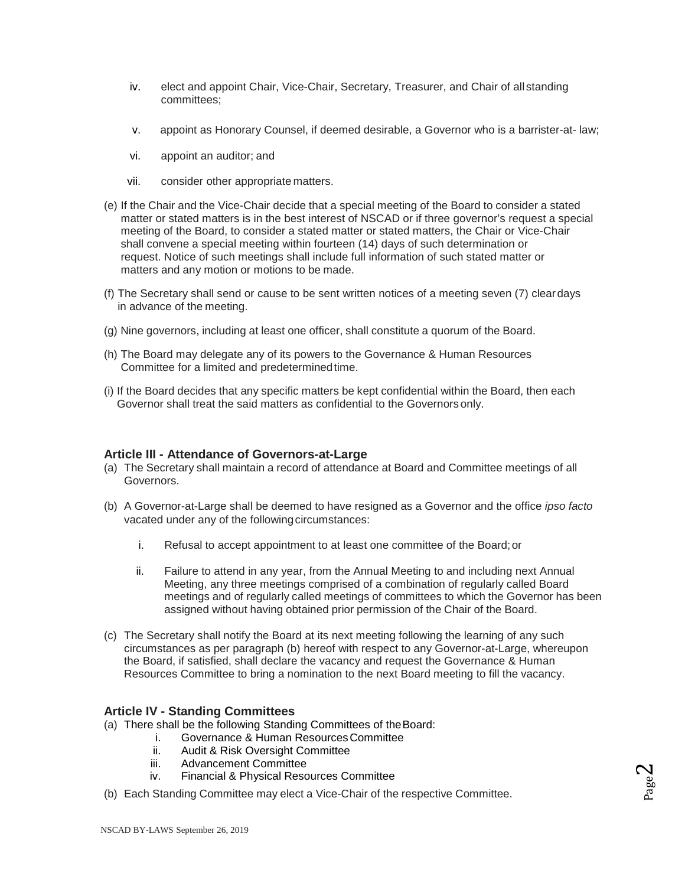iv. elect and appoint Chair, Vice-Chair, Secretary, Treasurer, and Chair of all standing committees;

v. appoint as Honorary Counsel, if deemed desirable, a Governor who is a barrister-at- law;

vi. appoint an auditor; and

vii. consider other appropriate matters.

(e) If the Chair and the Vice-Chair decide that a special meeting of the Board to consider a stated matter or stated matters is in the best interest of NSCAD or if three governor's request a special meeting of the Board, to consider a stated matter or stated matters, the Chair or Vice-Chair shall convene a special meeting within fourteen (14) days of such determination or request. Notice of such meetings shall include full information of such stated matter or matters and any motion or motions to be made.

(f) The Secretary shall send or cause to be sent written notices of a meeting seven (7) clear days in advance of the meeting.

(g) Nine governors, including at least one officer, shall constitute a quorum of the Board.

(h) The Board may delegate any of its powers to the Governance & Human Resources Committee for a limited and predetermined time.

(i) If the Board decides that any specific matters be kept confidential within the Board, then each Governor shall treat the said matters as confidential to the Governors only.

### Article III - Attendance of Governors-at-Large

(a) The Secretary shall maintain a record of attendance at Board and Committee meetings of all Governors.

(b) A Governor-at-Large shall be deemed to have resigned as a Governor and the office *ipso facto* vacated under any of the following circumstances:

i. Refusal to accept appointment to at least one committee of the Board; or

ii. Failure to attend in any year, from the Annual Meeting to and including next Annual Meeting, any three meetings comprised of a combination of regularly called Board meetings and of regularly called meetings of committees to which the Governor has been assigned without having obtained prior permission of the Chair of the Board.

(c) The Secretary shall notify the Board at its next meeting following the learning of any such circumstances as per paragraph (b) hereof with respect to any Governor-at-Large, whereupon the Board, if satisfied, shall declare the vacancy and request the Governance & Human Resources Committee to bring a nomination to the next Board meeting to fill the vacancy.

### Article IV - Standing Committees

(a) There shall be the following Standing Committees of the Board:

i. Governance & Human Resources Committee
ii. Audit & Risk Oversight Committee
iii. Advancement Committee
iv. Financial & Physical Resources Committee

(b) Each Standing Committee may elect a Vice-Chair of the respective Committee.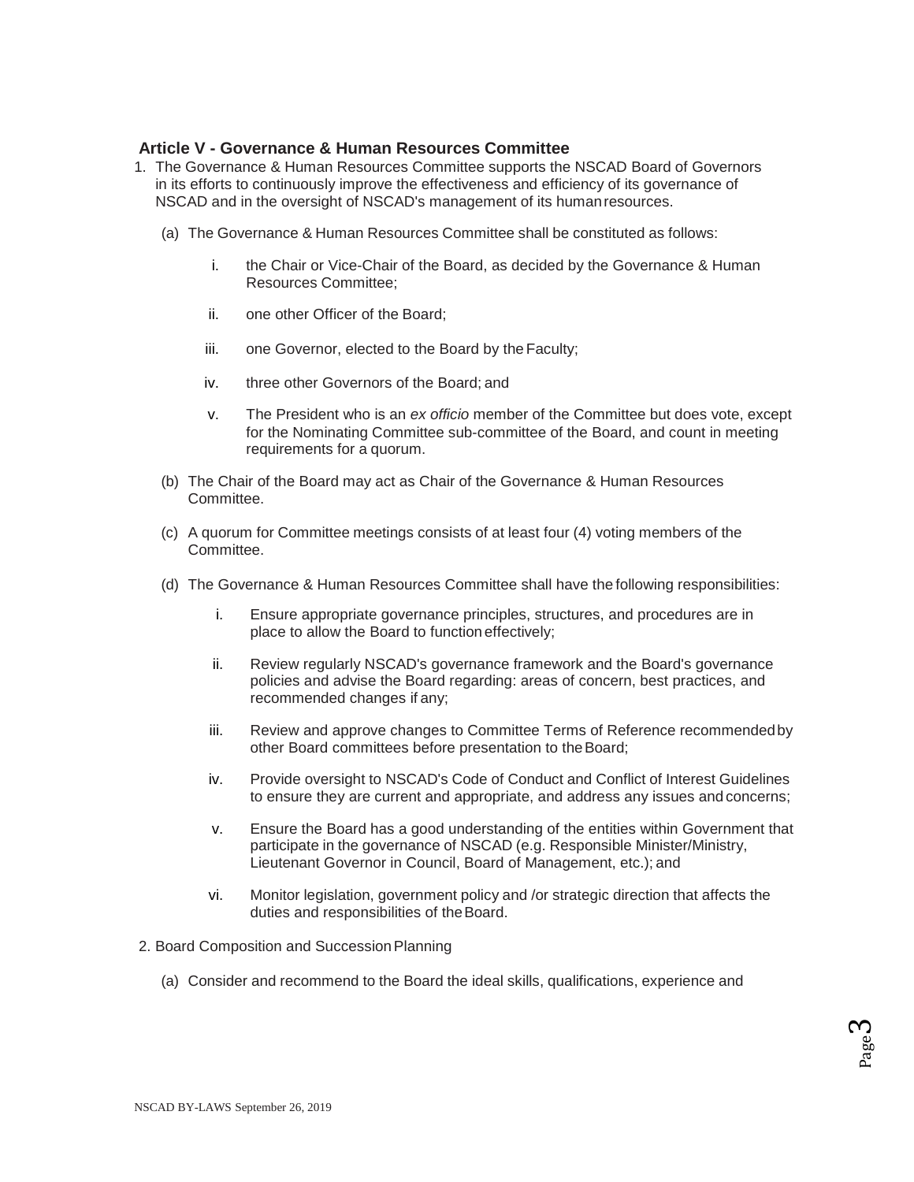## Article V - Governance & Human Resources Committee

1. The Governance & Human Resources Committee supports the NSCAD Board of Governors in its efforts to continuously improve the effectiveness and efficiency of its governance of NSCAD and in the oversight of NSCAD's management of its human resources.

   (a) The Governance & Human Resources Committee shall be constituted as follows:

      i. the Chair or Vice-Chair of the Board, as decided by the Governance & Human Resources Committee;

      ii. one other Officer of the Board;

      iii. one Governor, elected to the Board by the Faculty;

      iv. three other Governors of the Board; and

      v. The President who is an *ex officio* member of the Committee but does vote, except for the Nominating Committee sub-committee of the Board, and count in meeting requirements for a quorum.

   (b) The Chair of the Board may act as Chair of the Governance & Human Resources Committee.

   (c) A quorum for Committee meetings consists of at least four (4) voting members of the Committee.

   (d) The Governance & Human Resources Committee shall have the following responsibilities:

      i. Ensure appropriate governance principles, structures, and procedures are in place to allow the Board to function effectively;

      ii. Review regularly NSCAD's governance framework and the Board's governance policies and advise the Board regarding: areas of concern, best practices, and recommended changes if any;

      iii. Review and approve changes to Committee Terms of Reference recommended by other Board committees before presentation to the Board;

      iv. Provide oversight to NSCAD's Code of Conduct and Conflict of Interest Guidelines to ensure they are current and appropriate, and address any issues and concerns;

      v. Ensure the Board has a good understanding of the entities within Government that participate in the governance of NSCAD (e.g. Responsible Minister/Ministry, Lieutenant Governor in Council, Board of Management, etc.); and

      vi. Monitor legislation, government policy and /or strategic direction that affects the duties and responsibilities of the Board.

2. Board Composition and Succession Planning

   (a) Consider and recommend to the Board the ideal skills, qualifications, experience and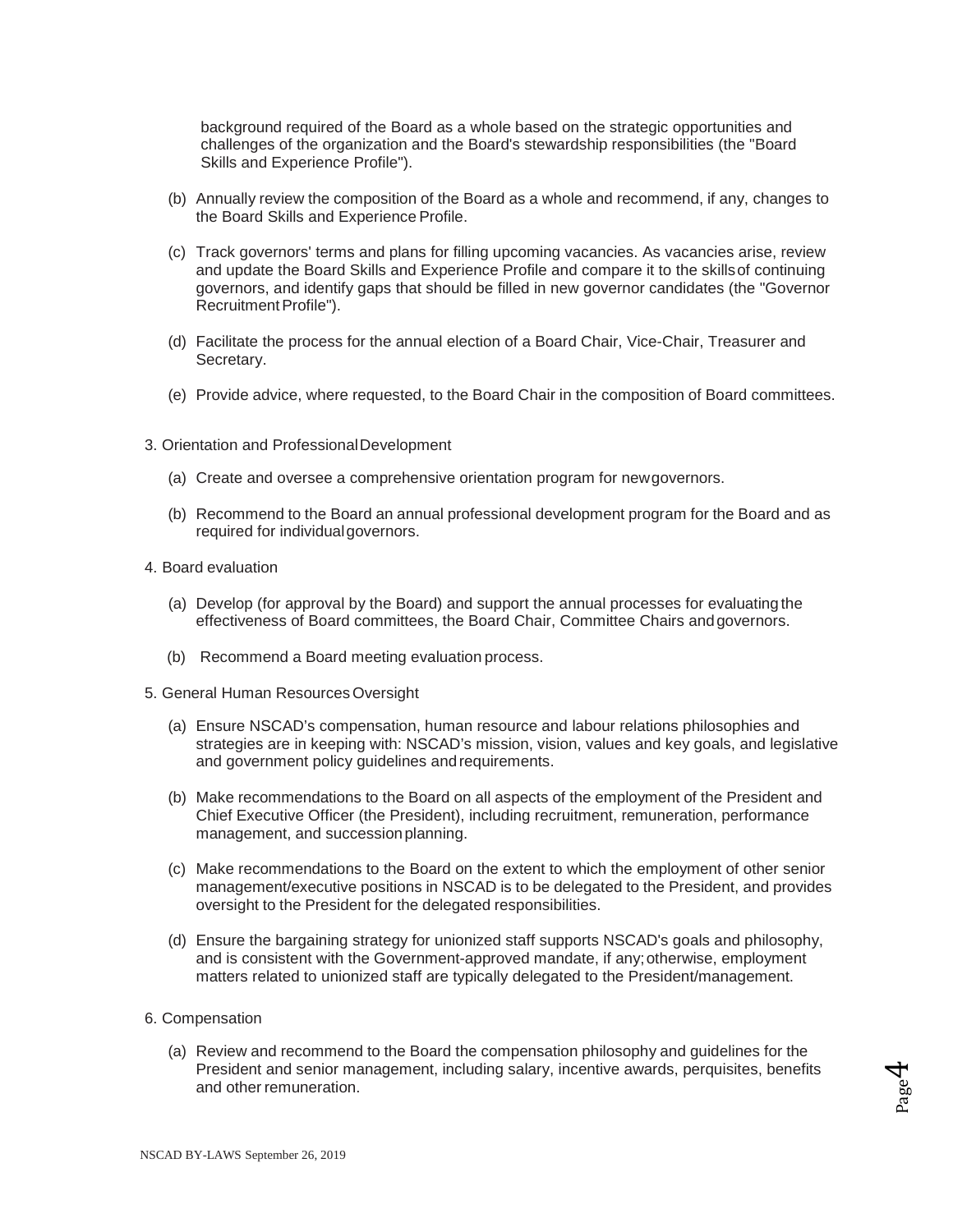background required of the Board as a whole based on the strategic opportunities and challenges of the organization and the Board's stewardship responsibilities (the "Board Skills and Experience Profile").

(b) Annually review the composition of the Board as a whole and recommend, if any, changes to the Board Skills and Experience Profile.

(c) Track governors' terms and plans for filling upcoming vacancies. As vacancies arise, review and update the Board Skills and Experience Profile and compare it to the skills of continuing governors, and identify gaps that should be filled in new governor candidates (the "Governor Recruitment Profile").

(d) Facilitate the process for the annual election of a Board Chair, Vice-Chair, Treasurer and Secretary.

(e) Provide advice, where requested, to the Board Chair in the composition of Board committees.

3. Orientation and Professional Development

(a) Create and oversee a comprehensive orientation program for new governors.

(b) Recommend to the Board an annual professional development program for the Board and as required for individual governors.

4. Board evaluation

(a) Develop (for approval by the Board) and support the annual processes for evaluating the effectiveness of Board committees, the Board Chair, Committee Chairs and governors.

(b) Recommend a Board meeting evaluation process.

5. General Human Resources Oversight

(a) Ensure NSCAD's compensation, human resource and labour relations philosophies and strategies are in keeping with: NSCAD's mission, vision, values and key goals, and legislative and government policy guidelines and requirements.

(b) Make recommendations to the Board on all aspects of the employment of the President and Chief Executive Officer (the President), including recruitment, remuneration, performance management, and succession planning.

(c) Make recommendations to the Board on the extent to which the employment of other senior management/executive positions in NSCAD is to be delegated to the President, and provides oversight to the President for the delegated responsibilities.

(d) Ensure the bargaining strategy for unionized staff supports NSCAD's goals and philosophy, and is consistent with the Government-approved mandate, if any; otherwise, employment matters related to unionized staff are typically delegated to the President/management.

6. Compensation

(a) Review and recommend to the Board the compensation philosophy and guidelines for the President and senior management, including salary, incentive awards, perquisites, benefits and other remuneration.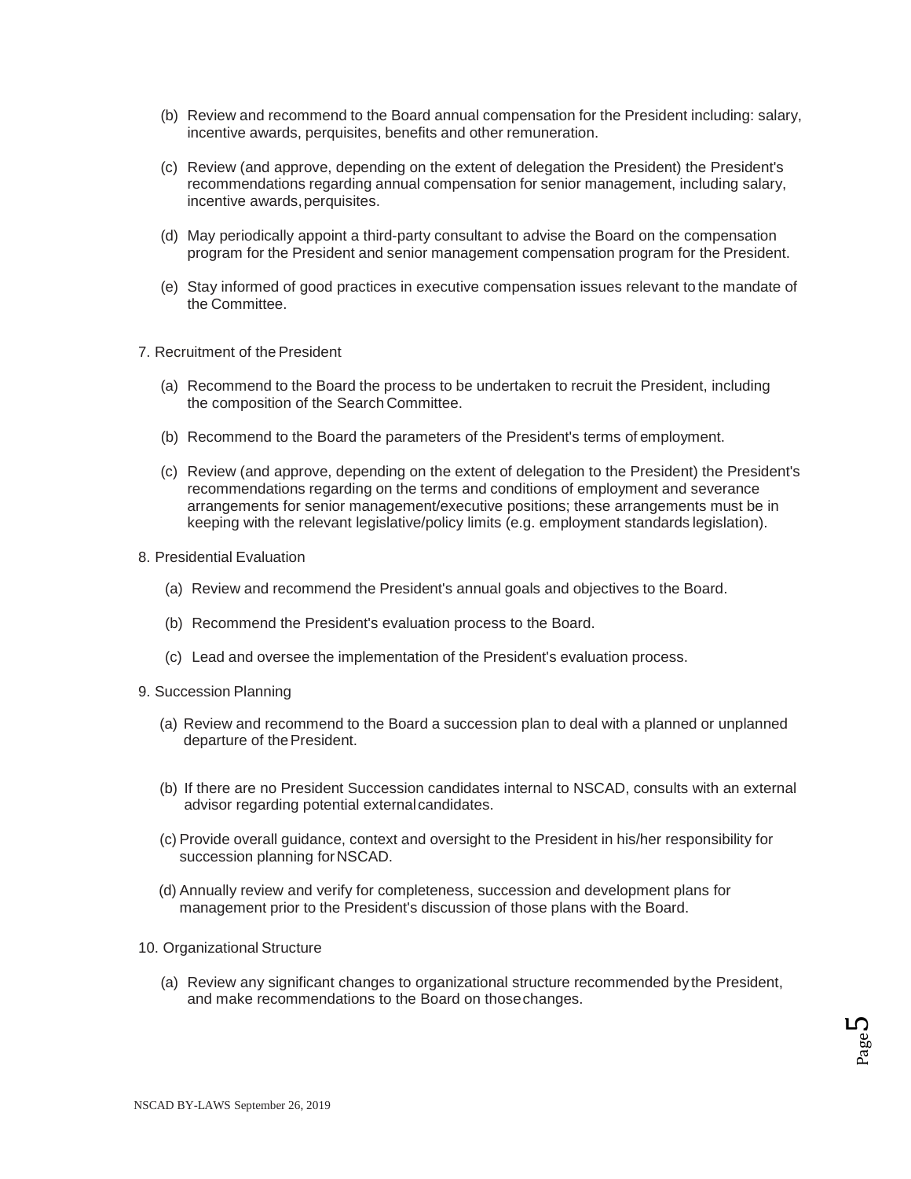(b) Review and recommend to the Board annual compensation for the President including: salary, incentive awards, perquisites, benefits and other remuneration.

(c) Review (and approve, depending on the extent of delegation the President) the President's recommendations regarding annual compensation for senior management, including salary, incentive awards, perquisites.

(d) May periodically appoint a third-party consultant to advise the Board on the compensation program for the President and senior management compensation program for the President.

(e) Stay informed of good practices in executive compensation issues relevant to the mandate of the Committee.

7. Recruitment of the President

(a) Recommend to the Board the process to be undertaken to recruit the President, including the composition of the Search Committee.

(b) Recommend to the Board the parameters of the President's terms of employment.

(c) Review (and approve, depending on the extent of delegation to the President) the President's recommendations regarding on the terms and conditions of employment and severance arrangements for senior management/executive positions; these arrangements must be in keeping with the relevant legislative/policy limits (e.g. employment standards legislation).

8. Presidential Evaluation

(a) Review and recommend the President's annual goals and objectives to the Board.

(b) Recommend the President's evaluation process to the Board.

(c) Lead and oversee the implementation of the President's evaluation process.

9. Succession Planning

(a) Review and recommend to the Board a succession plan to deal with a planned or unplanned departure of the President.

(b) If there are no President Succession candidates internal to NSCAD, consults with an external advisor regarding potential external candidates.

(c) Provide overall guidance, context and oversight to the President in his/her responsibility for succession planning for NSCAD.

(d) Annually review and verify for completeness, succession and development plans for management prior to the President's discussion of those plans with the Board.

10. Organizational Structure

(a) Review any significant changes to organizational structure recommended by the President, and make recommendations to the Board on those changes.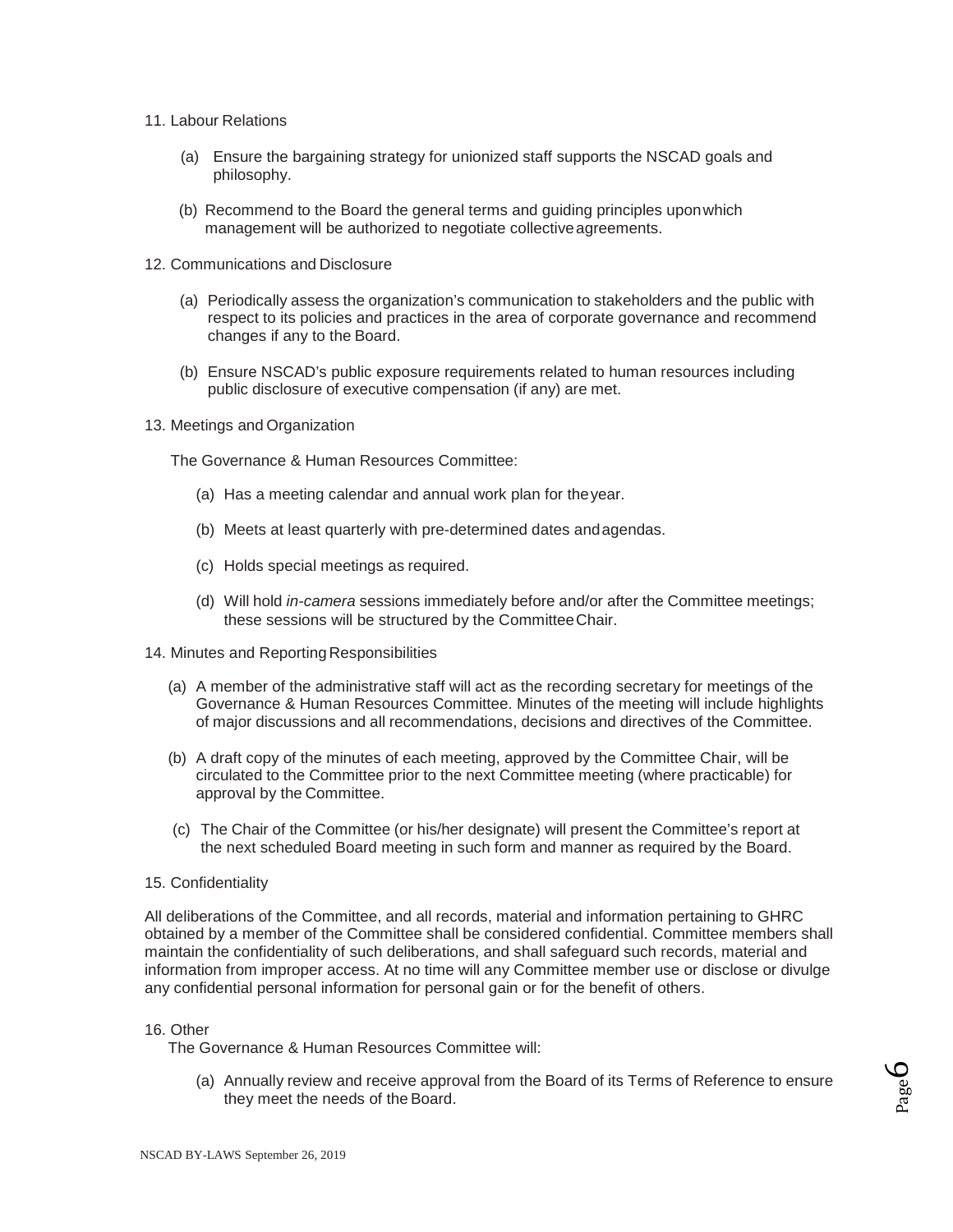11. Labour Relations

    (a) Ensure the bargaining strategy for unionized staff supports the NSCAD goals and philosophy.

    (b) Recommend to the Board the general terms and guiding principles upon which management will be authorized to negotiate collective agreements.

12. Communications and Disclosure

    (a) Periodically assess the organization's communication to stakeholders and the public with respect to its policies and practices in the area of corporate governance and recommend changes if any to the Board.

    (b) Ensure NSCAD's public exposure requirements related to human resources including public disclosure of executive compensation (if any) are met.

13. Meetings and Organization

    The Governance & Human Resources Committee:

    (a) Has a meeting calendar and annual work plan for the year.

    (b) Meets at least quarterly with pre-determined dates and agendas.

    (c) Holds special meetings as required.

    (d) Will hold *in-camera* sessions immediately before and/or after the Committee meetings; these sessions will be structured by the Committee Chair.

14. Minutes and Reporting Responsibilities

    (a) A member of the administrative staff will act as the recording secretary for meetings of the Governance & Human Resources Committee. Minutes of the meeting will include highlights of major discussions and all recommendations, decisions and directives of the Committee.

    (b) A draft copy of the minutes of each meeting, approved by the Committee Chair, will be circulated to the Committee prior to the next Committee meeting (where practicable) for approval by the Committee.

    (c) The Chair of the Committee (or his/her designate) will present the Committee's report at the next scheduled Board meeting in such form and manner as required by the Board.

15. Confidentiality

All deliberations of the Committee, and all records, material and information pertaining to GHRC obtained by a member of the Committee shall be considered confidential. Committee members shall maintain the confidentiality of such deliberations, and shall safeguard such records, material and information from improper access. At no time will any Committee member use or disclose or divulge any confidential personal information for personal gain or for the benefit of others.

16. Other

    The Governance & Human Resources Committee will:

    (a) Annually review and receive approval from the Board of its Terms of Reference to ensure they meet the needs of the Board.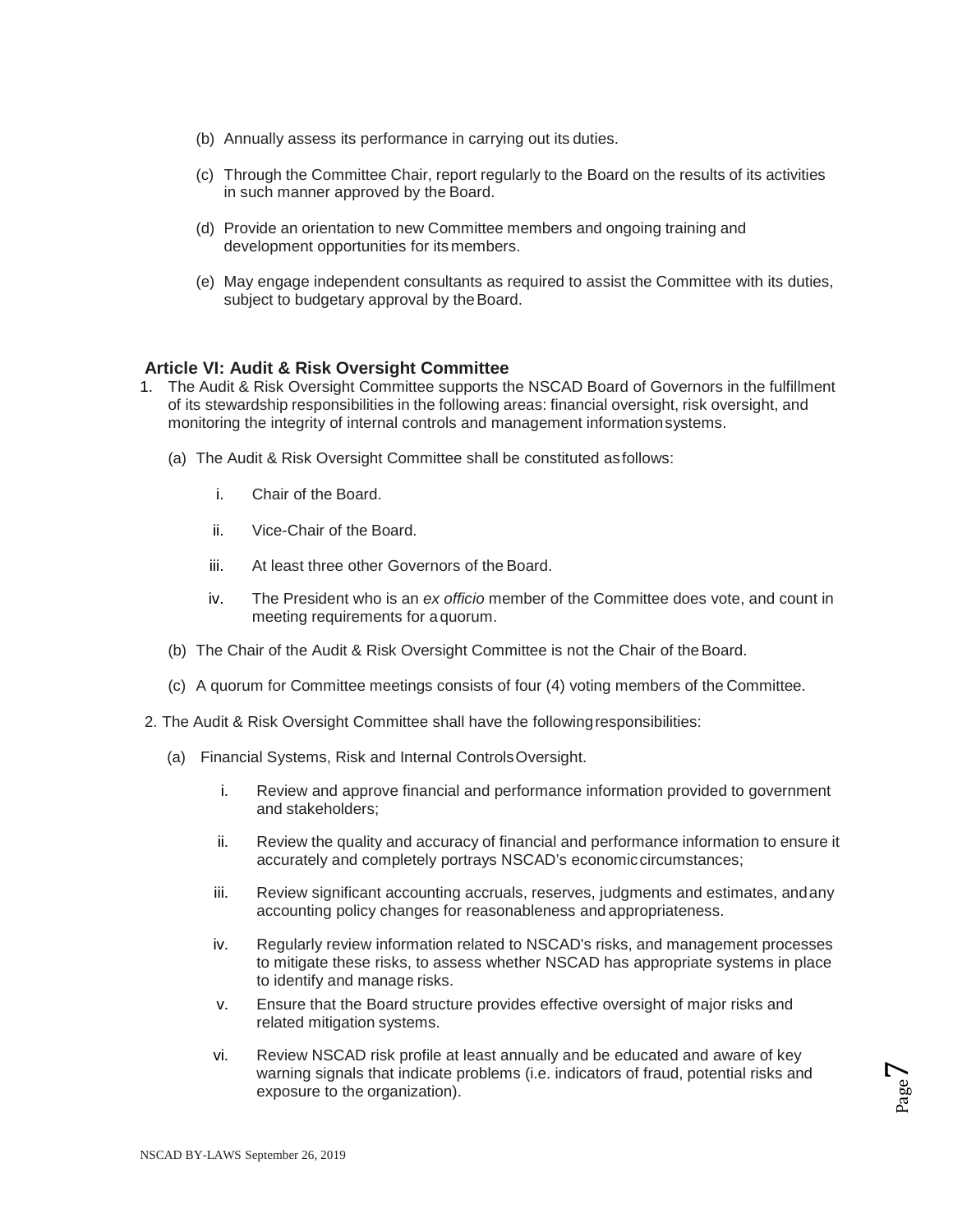(b) Annually assess its performance in carrying out its duties.

(c) Through the Committee Chair, report regularly to the Board on the results of its activities in such manner approved by the Board.

(d) Provide an orientation to new Committee members and ongoing training and development opportunities for its members.

(e) May engage independent consultants as required to assist the Committee with its duties, subject to budgetary approval by the Board.

## Article VI: Audit & Risk Oversight Committee

1. The Audit & Risk Oversight Committee supports the NSCAD Board of Governors in the fulfillment of its stewardship responsibilities in the following areas: financial oversight, risk oversight, and monitoring the integrity of internal controls and management information systems.

   (a) The Audit & Risk Oversight Committee shall be constituted as follows:

      i. Chair of the Board.

      ii. Vice-Chair of the Board.

      iii. At least three other Governors of the Board.

      iv. The President who is an *ex officio* member of the Committee does vote, and count in meeting requirements for a quorum.

   (b) The Chair of the Audit & Risk Oversight Committee is not the Chair of the Board.

   (c) A quorum for Committee meetings consists of four (4) voting members of the Committee.

2. The Audit & Risk Oversight Committee shall have the following responsibilities:

   (a) Financial Systems, Risk and Internal Controls Oversight.

      i. Review and approve financial and performance information provided to government and stakeholders;

      ii. Review the quality and accuracy of financial and performance information to ensure it accurately and completely portrays NSCAD's economic circumstances;

      iii. Review significant accounting accruals, reserves, judgments and estimates, and any accounting policy changes for reasonableness and appropriateness.

      iv. Regularly review information related to NSCAD's risks, and management processes to mitigate these risks, to assess whether NSCAD has appropriate systems in place to identify and manage risks.

      v. Ensure that the Board structure provides effective oversight of major risks and related mitigation systems.

      vi. Review NSCAD risk profile at least annually and be educated and aware of key warning signals that indicate problems (i.e. indicators of fraud, potential risks and exposure to the organization).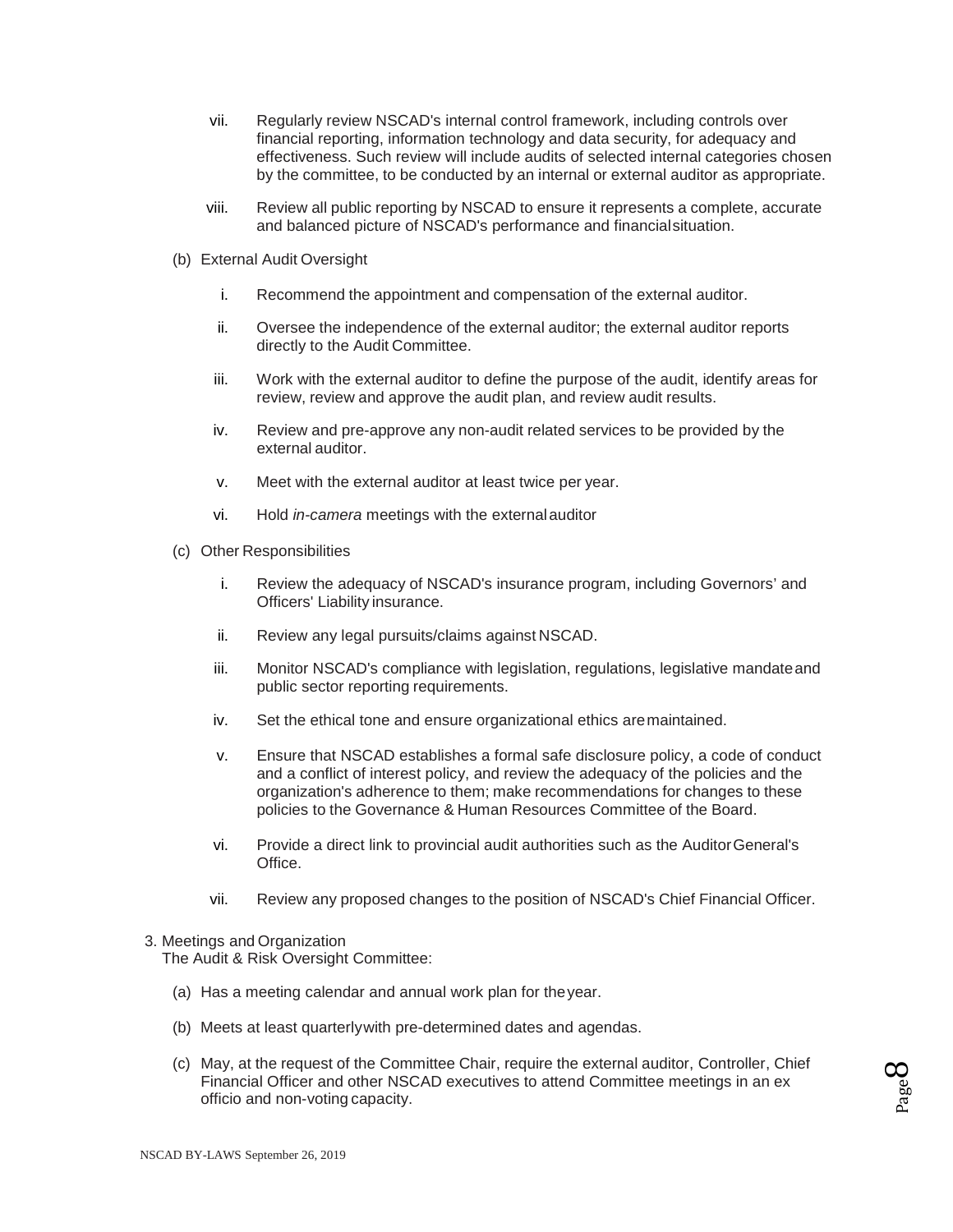vii. Regularly review NSCAD's internal control framework, including controls over financial reporting, information technology and data security, for adequacy and effectiveness. Such review will include audits of selected internal categories chosen by the committee, to be conducted by an internal or external auditor as appropriate.

viii. Review all public reporting by NSCAD to ensure it represents a complete, accurate and balanced picture of NSCAD's performance and financial situation.

(b) External Audit Oversight

i. Recommend the appointment and compensation of the external auditor.

ii. Oversee the independence of the external auditor; the external auditor reports directly to the Audit Committee.

iii. Work with the external auditor to define the purpose of the audit, identify areas for review, review and approve the audit plan, and review audit results.

iv. Review and pre-approve any non-audit related services to be provided by the external auditor.

v. Meet with the external auditor at least twice per year.

vi. Hold *in-camera* meetings with the external auditor

(c) Other Responsibilities

i. Review the adequacy of NSCAD's insurance program, including Governors' and Officers' Liability insurance.

ii. Review any legal pursuits/claims against NSCAD.

iii. Monitor NSCAD's compliance with legislation, regulations, legislative mandate and public sector reporting requirements.

iv. Set the ethical tone and ensure organizational ethics are maintained.

v. Ensure that NSCAD establishes a formal safe disclosure policy, a code of conduct and a conflict of interest policy, and review the adequacy of the policies and the organization's adherence to them; make recommendations for changes to these policies to the Governance & Human Resources Committee of the Board.

vi. Provide a direct link to provincial audit authorities such as the Auditor General's Office.

vii. Review any proposed changes to the position of NSCAD's Chief Financial Officer.

3. Meetings and Organization
The Audit & Risk Oversight Committee:

(a) Has a meeting calendar and annual work plan for the year.

(b) Meets at least quarterly with pre-determined dates and agendas.

(c) May, at the request of the Committee Chair, require the external auditor, Controller, Chief Financial Officer and other NSCAD executives to attend Committee meetings in an ex officio and non-voting capacity.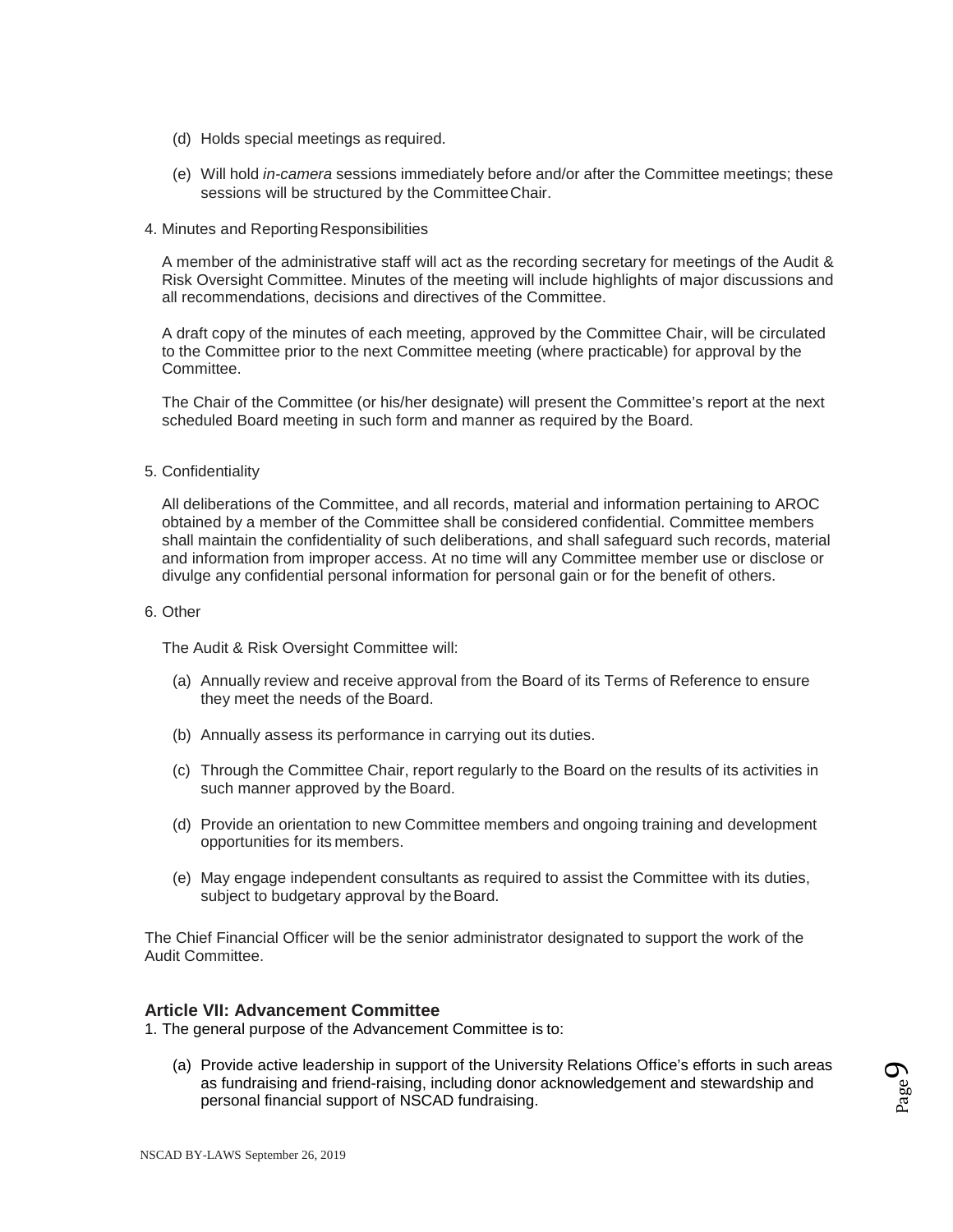(d) Holds special meetings as required.

(e) Will hold *in-camera* sessions immediately before and/or after the Committee meetings; these sessions will be structured by the Committee Chair.

4. Minutes and Reporting Responsibilities

A member of the administrative staff will act as the recording secretary for meetings of the Audit & Risk Oversight Committee. Minutes of the meeting will include highlights of major discussions and all recommendations, decisions and directives of the Committee.

A draft copy of the minutes of each meeting, approved by the Committee Chair, will be circulated to the Committee prior to the next Committee meeting (where practicable) for approval by the Committee.

The Chair of the Committee (or his/her designate) will present the Committee's report at the next scheduled Board meeting in such form and manner as required by the Board.

5. Confidentiality

All deliberations of the Committee, and all records, material and information pertaining to AROC obtained by a member of the Committee shall be considered confidential. Committee members shall maintain the confidentiality of such deliberations, and shall safeguard such records, material and information from improper access. At no time will any Committee member use or disclose or divulge any confidential personal information for personal gain or for the benefit of others.

6. Other

The Audit & Risk Oversight Committee will:

(a) Annually review and receive approval from the Board of its Terms of Reference to ensure they meet the needs of the Board.

(b) Annually assess its performance in carrying out its duties.

(c) Through the Committee Chair, report regularly to the Board on the results of its activities in such manner approved by the Board.

(d) Provide an orientation to new Committee members and ongoing training and development opportunities for its members.

(e) May engage independent consultants as required to assist the Committee with its duties, subject to budgetary approval by the Board.

The Chief Financial Officer will be the senior administrator designated to support the work of the Audit Committee.

### Article VII: Advancement Committee

1. The general purpose of the Advancement Committee is to:

(a) Provide active leadership in support of the University Relations Office's efforts in such areas as fundraising and friend-raising, including donor acknowledgement and stewardship and personal financial support of NSCAD fundraising.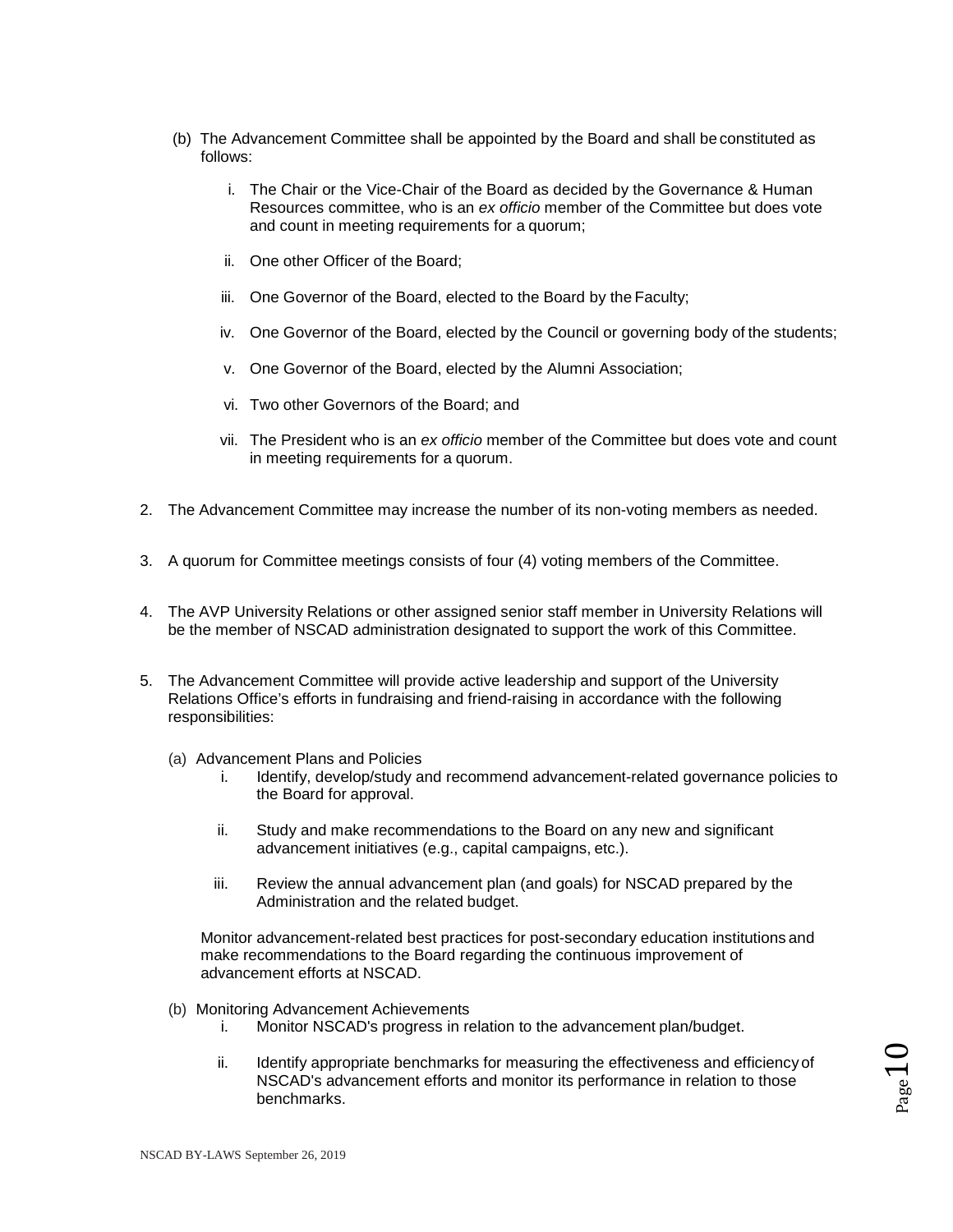(b) The Advancement Committee shall be appointed by the Board and shall be constituted as follows:

   i. The Chair or the Vice-Chair of the Board as decided by the Governance & Human Resources committee, who is an *ex officio* member of the Committee but does vote and count in meeting requirements for a quorum;

   ii. One other Officer of the Board;

   iii. One Governor of the Board, elected to the Board by the Faculty;

   iv. One Governor of the Board, elected by the Council or governing body of the students;

   v. One Governor of the Board, elected by the Alumni Association;

   vi. Two other Governors of the Board; and

   vii. The President who is an *ex officio* member of the Committee but does vote and count in meeting requirements for a quorum.

2. The Advancement Committee may increase the number of its non-voting members as needed.

3. A quorum for Committee meetings consists of four (4) voting members of the Committee.

4. The AVP University Relations or other assigned senior staff member in University Relations will be the member of NSCAD administration designated to support the work of this Committee.

5. The Advancement Committee will provide active leadership and support of the University Relations Office's efforts in fundraising and friend-raising in accordance with the following responsibilities:

   (a) Advancement Plans and Policies

      i. Identify, develop/study and recommend advancement-related governance policies to the Board for approval.

      ii. Study and make recommendations to the Board on any new and significant advancement initiatives (e.g., capital campaigns, etc.).

      iii. Review the annual advancement plan (and goals) for NSCAD prepared by the Administration and the related budget.

      Monitor advancement-related best practices for post-secondary education institutions and make recommendations to the Board regarding the continuous improvement of advancement efforts at NSCAD.

   (b) Monitoring Advancement Achievements

      i. Monitor NSCAD's progress in relation to the advancement plan/budget.

      ii. Identify appropriate benchmarks for measuring the effectiveness and efficiency of NSCAD's advancement efforts and monitor its performance in relation to those benchmarks.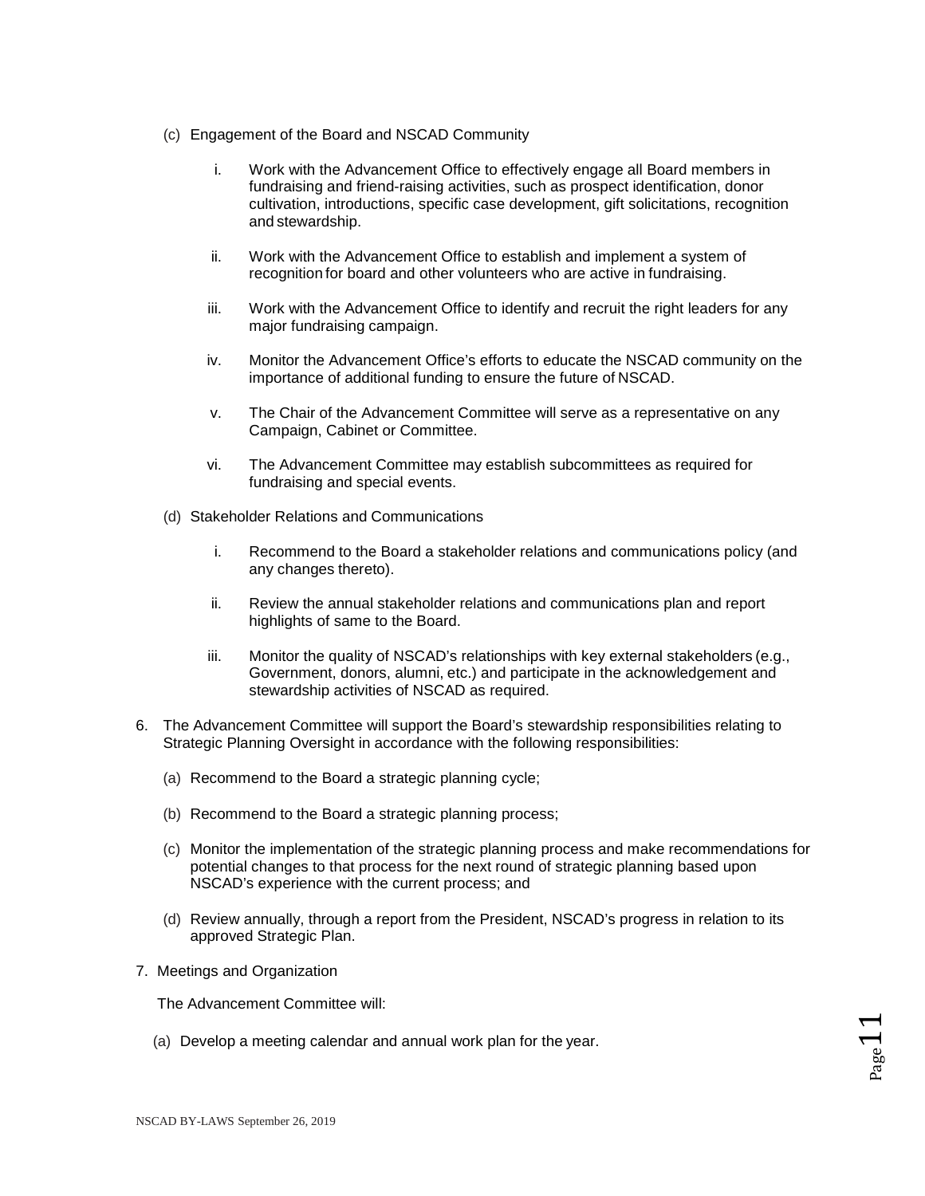(c) Engagement of the Board and NSCAD Community

i. Work with the Advancement Office to effectively engage all Board members in fundraising and friend-raising activities, such as prospect identification, donor cultivation, introductions, specific case development, gift solicitations, recognition and stewardship.

ii. Work with the Advancement Office to establish and implement a system of recognition for board and other volunteers who are active in fundraising.

iii. Work with the Advancement Office to identify and recruit the right leaders for any major fundraising campaign.

iv. Monitor the Advancement Office's efforts to educate the NSCAD community on the importance of additional funding to ensure the future of NSCAD.

v. The Chair of the Advancement Committee will serve as a representative on any Campaign, Cabinet or Committee.

vi. The Advancement Committee may establish subcommittees as required for fundraising and special events.

(d) Stakeholder Relations and Communications

i. Recommend to the Board a stakeholder relations and communications policy (and any changes thereto).

ii. Review the annual stakeholder relations and communications plan and report highlights of same to the Board.

iii. Monitor the quality of NSCAD's relationships with key external stakeholders (e.g., Government, donors, alumni, etc.) and participate in the acknowledgement and stewardship activities of NSCAD as required.

6. The Advancement Committee will support the Board's stewardship responsibilities relating to Strategic Planning Oversight in accordance with the following responsibilities:

   (a) Recommend to the Board a strategic planning cycle;

   (b) Recommend to the Board a strategic planning process;

   (c) Monitor the implementation of the strategic planning process and make recommendations for potential changes to that process for the next round of strategic planning based upon NSCAD's experience with the current process; and

   (d) Review annually, through a report from the President, NSCAD's progress in relation to its approved Strategic Plan.

7. Meetings and Organization

   The Advancement Committee will:

   (a) Develop a meeting calendar and annual work plan for the year.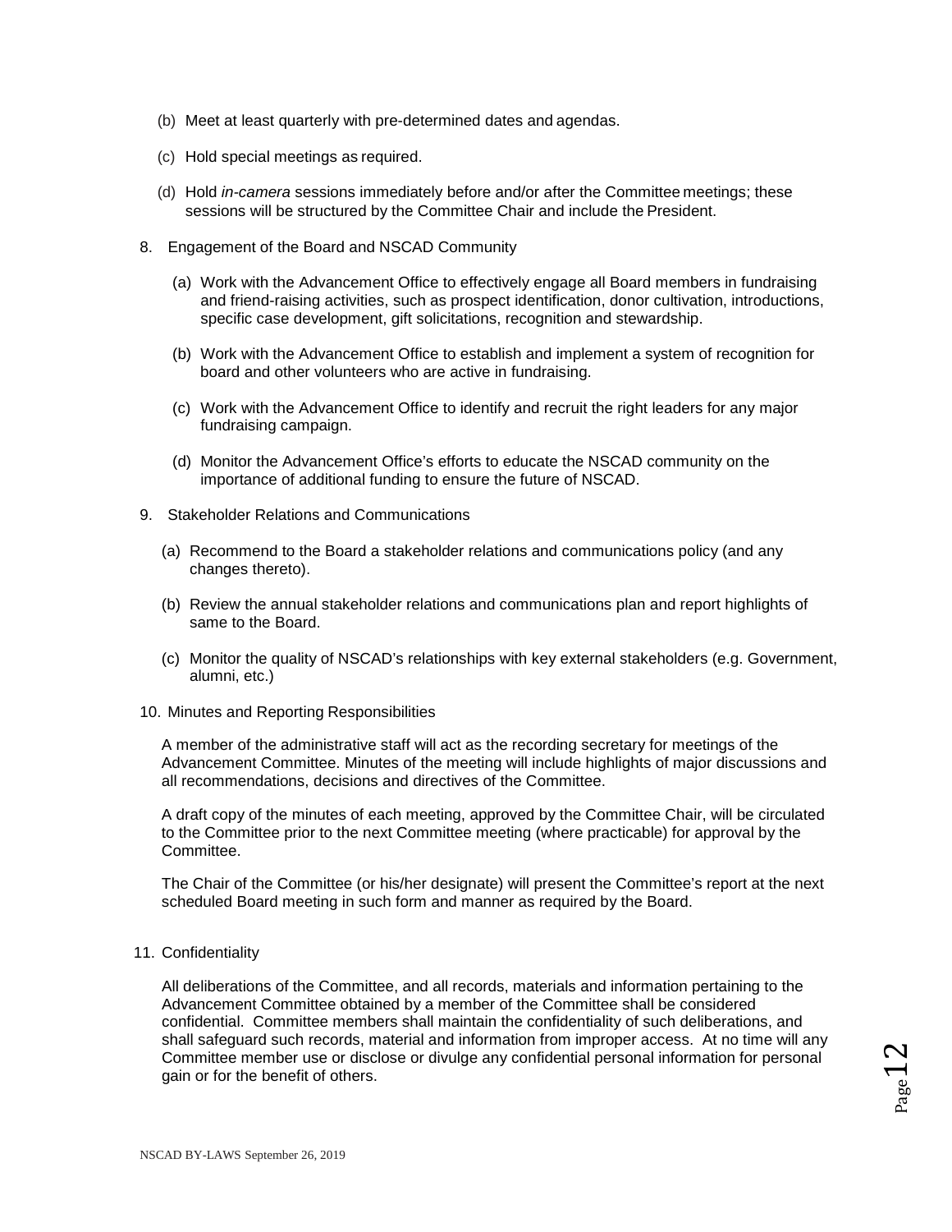(b) Meet at least quarterly with pre-determined dates and agendas.

(c) Hold special meetings as required.

(d) Hold *in-camera* sessions immediately before and/or after the Committee meetings; these sessions will be structured by the Committee Chair and include the President.

8. Engagement of the Board and NSCAD Community

   (a) Work with the Advancement Office to effectively engage all Board members in fundraising and friend-raising activities, such as prospect identification, donor cultivation, introductions, specific case development, gift solicitations, recognition and stewardship.

   (b) Work with the Advancement Office to establish and implement a system of recognition for board and other volunteers who are active in fundraising.

   (c) Work with the Advancement Office to identify and recruit the right leaders for any major fundraising campaign.

   (d) Monitor the Advancement Office's efforts to educate the NSCAD community on the importance of additional funding to ensure the future of NSCAD.

9. Stakeholder Relations and Communications

   (a) Recommend to the Board a stakeholder relations and communications policy (and any changes thereto).

   (b) Review the annual stakeholder relations and communications plan and report highlights of same to the Board.

   (c) Monitor the quality of NSCAD's relationships with key external stakeholders (e.g. Government, alumni, etc.)

10. Minutes and Reporting Responsibilities

    A member of the administrative staff will act as the recording secretary for meetings of the Advancement Committee. Minutes of the meeting will include highlights of major discussions and all recommendations, decisions and directives of the Committee.

    A draft copy of the minutes of each meeting, approved by the Committee Chair, will be circulated to the Committee prior to the next Committee meeting (where practicable) for approval by the Committee.

    The Chair of the Committee (or his/her designate) will present the Committee's report at the next scheduled Board meeting in such form and manner as required by the Board.

11. Confidentiality

    All deliberations of the Committee, and all records, materials and information pertaining to the Advancement Committee obtained by a member of the Committee shall be considered confidential. Committee members shall maintain the confidentiality of such deliberations, and shall safeguard such records, material and information from improper access. At no time will any Committee member use or disclose or divulge any confidential personal information for personal gain or for the benefit of others.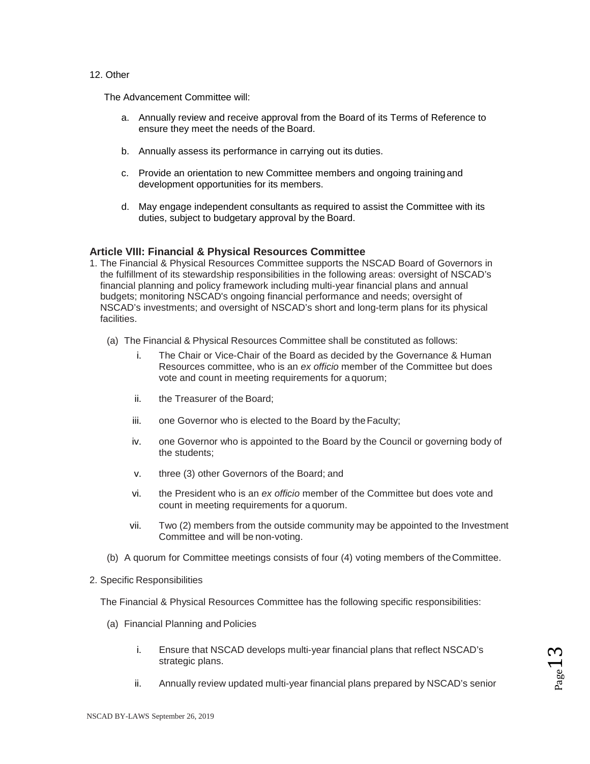12. Other

The Advancement Committee will:

a. Annually review and receive approval from the Board of its Terms of Reference to ensure they meet the needs of the Board.

b. Annually assess its performance in carrying out its duties.

c. Provide an orientation to new Committee members and ongoing training and development opportunities for its members.

d. May engage independent consultants as required to assist the Committee with its duties, subject to budgetary approval by the Board.

### Article VIII: Financial & Physical Resources Committee

1. The Financial & Physical Resources Committee supports the NSCAD Board of Governors in the fulfillment of its stewardship responsibilities in the following areas: oversight of NSCAD's financial planning and policy framework including multi-year financial plans and annual budgets; monitoring NSCAD's ongoing financial performance and needs; oversight of NSCAD's investments; and oversight of NSCAD's short and long-term plans for its physical facilities.

   (a) The Financial & Physical Resources Committee shall be constituted as follows:

      i. The Chair or Vice-Chair of the Board as decided by the Governance & Human Resources committee, who is an *ex officio* member of the Committee but does vote and count in meeting requirements for a quorum;

      ii. the Treasurer of the Board;

      iii. one Governor who is elected to the Board by the Faculty;

      iv. one Governor who is appointed to the Board by the Council or governing body of the students;

      v. three (3) other Governors of the Board; and

      vi. the President who is an *ex officio* member of the Committee but does vote and count in meeting requirements for a quorum.

      vii. Two (2) members from the outside community may be appointed to the Investment Committee and will be non-voting.

   (b) A quorum for Committee meetings consists of four (4) voting members of the Committee.

2. Specific Responsibilities

   The Financial & Physical Resources Committee has the following specific responsibilities:

   (a) Financial Planning and Policies

      i. Ensure that NSCAD develops multi-year financial plans that reflect NSCAD's strategic plans.

      ii. Annually review updated multi-year financial plans prepared by NSCAD's senior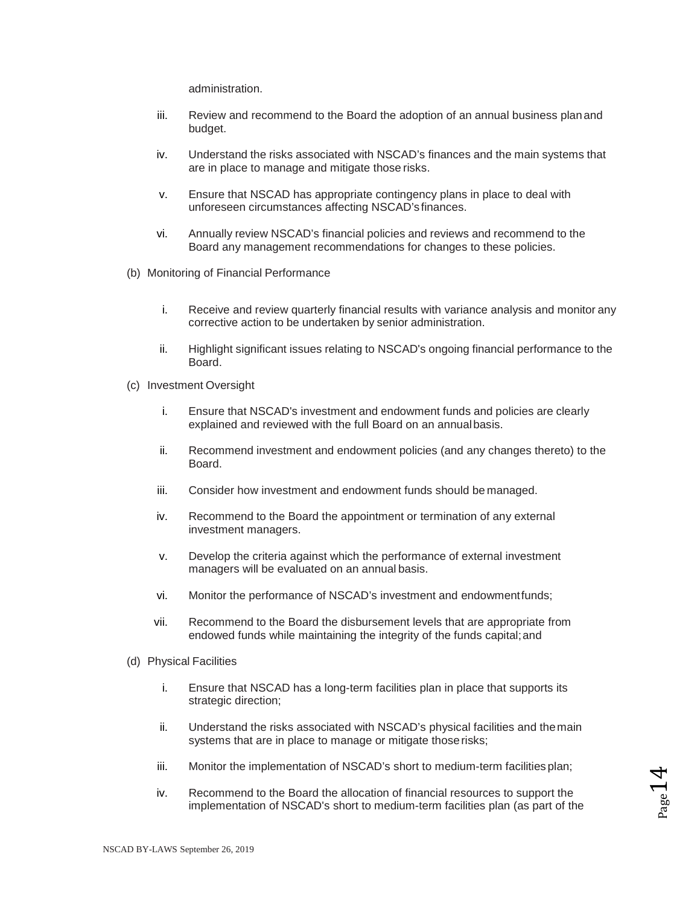administration.

iii. Review and recommend to the Board the adoption of an annual business plan and budget.

iv. Understand the risks associated with NSCAD's finances and the main systems that are in place to manage and mitigate those risks.

v. Ensure that NSCAD has appropriate contingency plans in place to deal with unforeseen circumstances affecting NSCAD's finances.

vi. Annually review NSCAD's financial policies and reviews and recommend to the Board any management recommendations for changes to these policies.

(b) Monitoring of Financial Performance

i. Receive and review quarterly financial results with variance analysis and monitor any corrective action to be undertaken by senior administration.

ii. Highlight significant issues relating to NSCAD's ongoing financial performance to the Board.

(c) Investment Oversight

i. Ensure that NSCAD's investment and endowment funds and policies are clearly explained and reviewed with the full Board on an annual basis.

ii. Recommend investment and endowment policies (and any changes thereto) to the Board.

iii. Consider how investment and endowment funds should be managed.

iv. Recommend to the Board the appointment or termination of any external investment managers.

v. Develop the criteria against which the performance of external investment managers will be evaluated on an annual basis.

vi. Monitor the performance of NSCAD's investment and endowment funds;

vii. Recommend to the Board the disbursement levels that are appropriate from endowed funds while maintaining the integrity of the funds capital; and

(d) Physical Facilities

i. Ensure that NSCAD has a long-term facilities plan in place that supports its strategic direction;

ii. Understand the risks associated with NSCAD's physical facilities and the main systems that are in place to manage or mitigate those risks;

iii. Monitor the implementation of NSCAD's short to medium-term facilities plan;

iv. Recommend to the Board the allocation of financial resources to support the implementation of NSCAD's short to medium-term facilities plan (as part of the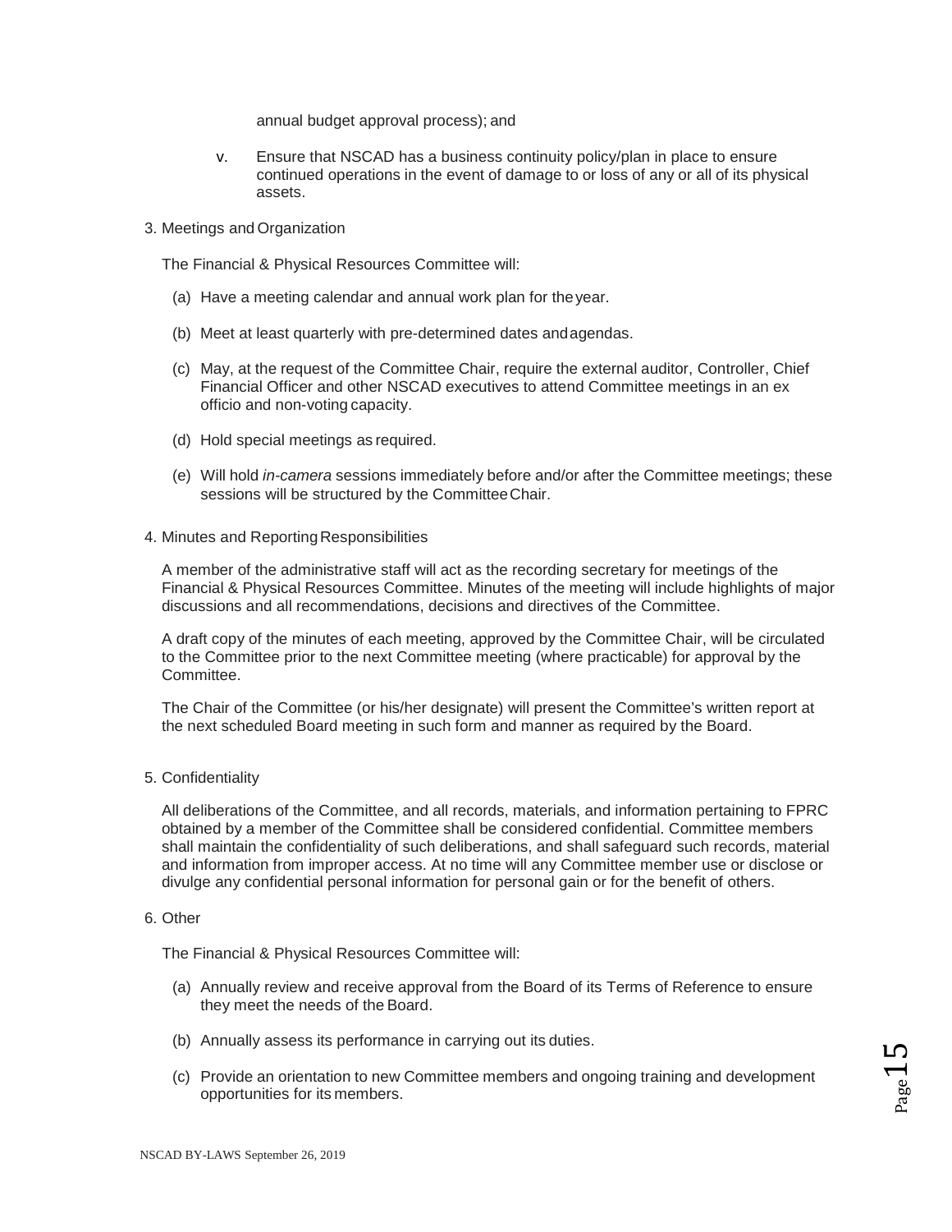annual budget approval process); and

v. Ensure that NSCAD has a business continuity policy/plan in place to ensure continued operations in the event of damage to or loss of any or all of its physical assets.

3. Meetings and Organization

The Financial & Physical Resources Committee will:

(a) Have a meeting calendar and annual work plan for the year.

(b) Meet at least quarterly with pre-determined dates and agendas.

(c) May, at the request of the Committee Chair, require the external auditor, Controller, Chief Financial Officer and other NSCAD executives to attend Committee meetings in an ex officio and non-voting capacity.

(d) Hold special meetings as required.

(e) Will hold *in-camera* sessions immediately before and/or after the Committee meetings; these sessions will be structured by the Committee Chair.

4. Minutes and Reporting Responsibilities

A member of the administrative staff will act as the recording secretary for meetings of the Financial & Physical Resources Committee. Minutes of the meeting will include highlights of major discussions and all recommendations, decisions and directives of the Committee.

A draft copy of the minutes of each meeting, approved by the Committee Chair, will be circulated to the Committee prior to the next Committee meeting (where practicable) for approval by the Committee.

The Chair of the Committee (or his/her designate) will present the Committee's written report at the next scheduled Board meeting in such form and manner as required by the Board.

5. Confidentiality

All deliberations of the Committee, and all records, materials, and information pertaining to FPRC obtained by a member of the Committee shall be considered confidential. Committee members shall maintain the confidentiality of such deliberations, and shall safeguard such records, material and information from improper access. At no time will any Committee member use or disclose or divulge any confidential personal information for personal gain or for the benefit of others.

6. Other

The Financial & Physical Resources Committee will:

(a) Annually review and receive approval from the Board of its Terms of Reference to ensure they meet the needs of the Board.

(b) Annually assess its performance in carrying out its duties.

(c) Provide an orientation to new Committee members and ongoing training and development opportunities for its members.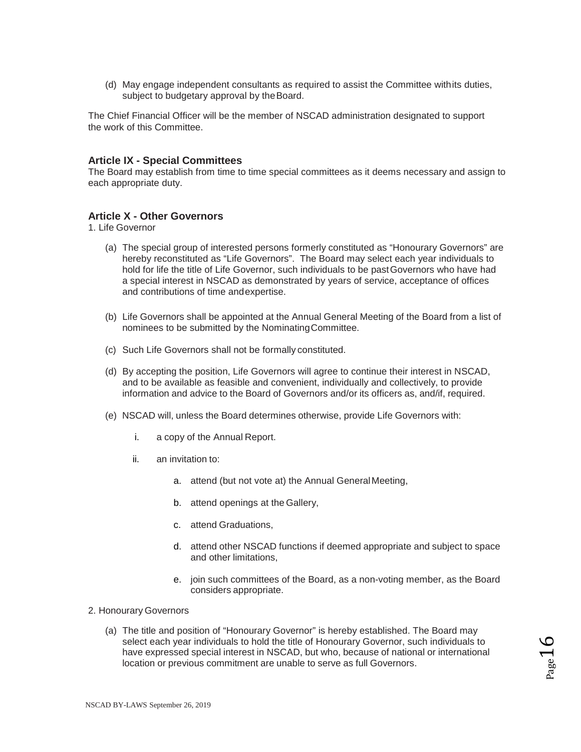(d) May engage independent consultants as required to assist the Committee with its duties, subject to budgetary approval by the Board.

The Chief Financial Officer will be the member of NSCAD administration designated to support the work of this Committee.

### Article IX - Special Committees

The Board may establish from time to time special committees as it deems necessary and assign to each appropriate duty.

### Article X - Other Governors

1. Life Governor

(a) The special group of interested persons formerly constituted as "Honourary Governors" are hereby reconstituted as "Life Governors". The Board may select each year individuals to hold for life the title of Life Governor, such individuals to be past Governors who have had a special interest in NSCAD as demonstrated by years of service, acceptance of offices and contributions of time and expertise.

(b) Life Governors shall be appointed at the Annual General Meeting of the Board from a list of nominees to be submitted by the Nominating Committee.

(c) Such Life Governors shall not be formally constituted.

(d) By accepting the position, Life Governors will agree to continue their interest in NSCAD, and to be available as feasible and convenient, individually and collectively, to provide information and advice to the Board of Governors and/or its officers as, and/if, required.

(e) NSCAD will, unless the Board determines otherwise, provide Life Governors with:

   i. a copy of the Annual Report.

   ii. an invitation to:

      a. attend (but not vote at) the Annual General Meeting,

      b. attend openings at the Gallery,

      c. attend Graduations,

      d. attend other NSCAD functions if deemed appropriate and subject to space and other limitations,

      e. join such committees of the Board, as a non-voting member, as the Board considers appropriate.

2. Honourary Governors

(a) The title and position of "Honourary Governor" is hereby established. The Board may select each year individuals to hold the title of Honourary Governor, such individuals to have expressed special interest in NSCAD, but who, because of national or international location or previous commitment are unable to serve as full Governors.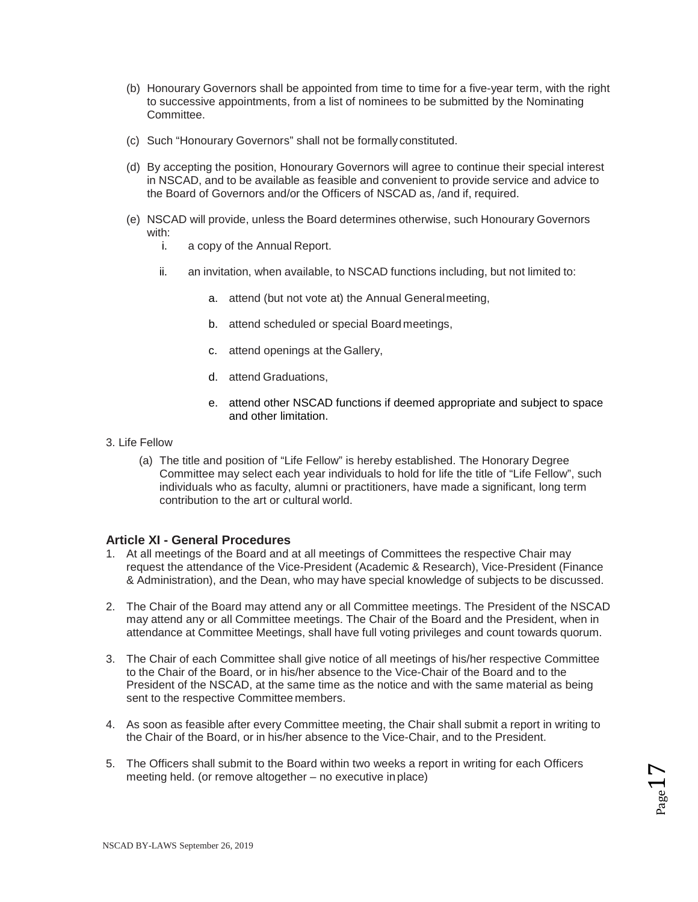(b) Honourary Governors shall be appointed from time to time for a five-year term, with the right to successive appointments, from a list of nominees to be submitted by the Nominating Committee.

(c) Such "Honourary Governors" shall not be formally constituted.

(d) By accepting the position, Honourary Governors will agree to continue their special interest in NSCAD, and to be available as feasible and convenient to provide service and advice to the Board of Governors and/or the Officers of NSCAD as, /and if, required.

(e) NSCAD will provide, unless the Board determines otherwise, such Honourary Governors with:

   i. a copy of the Annual Report.

   ii. an invitation, when available, to NSCAD functions including, but not limited to:

      a. attend (but not vote at) the Annual General meeting,

      b. attend scheduled or special Board meetings,

      c. attend openings at the Gallery,

      d. attend Graduations,

      e. attend other NSCAD functions if deemed appropriate and subject to space and other limitation.

3. Life Fellow

   (a) The title and position of "Life Fellow" is hereby established. The Honorary Degree Committee may select each year individuals to hold for life the title of "Life Fellow", such individuals who as faculty, alumni or practitioners, have made a significant, long term contribution to the art or cultural world.

### Article XI - General Procedures

1. At all meetings of the Board and at all meetings of Committees the respective Chair may request the attendance of the Vice-President (Academic & Research), Vice-President (Finance & Administration), and the Dean, who may have special knowledge of subjects to be discussed.

2. The Chair of the Board may attend any or all Committee meetings. The President of the NSCAD may attend any or all Committee meetings. The Chair of the Board and the President, when in attendance at Committee Meetings, shall have full voting privileges and count towards quorum.

3. The Chair of each Committee shall give notice of all meetings of his/her respective Committee to the Chair of the Board, or in his/her absence to the Vice-Chair of the Board and to the President of the NSCAD, at the same time as the notice and with the same material as being sent to the respective Committee members.

4. As soon as feasible after every Committee meeting, the Chair shall submit a report in writing to the Chair of the Board, or in his/her absence to the Vice-Chair, and to the President.

5. The Officers shall submit to the Board within two weeks a report in writing for each Officers meeting held. (or remove altogether – no executive in place)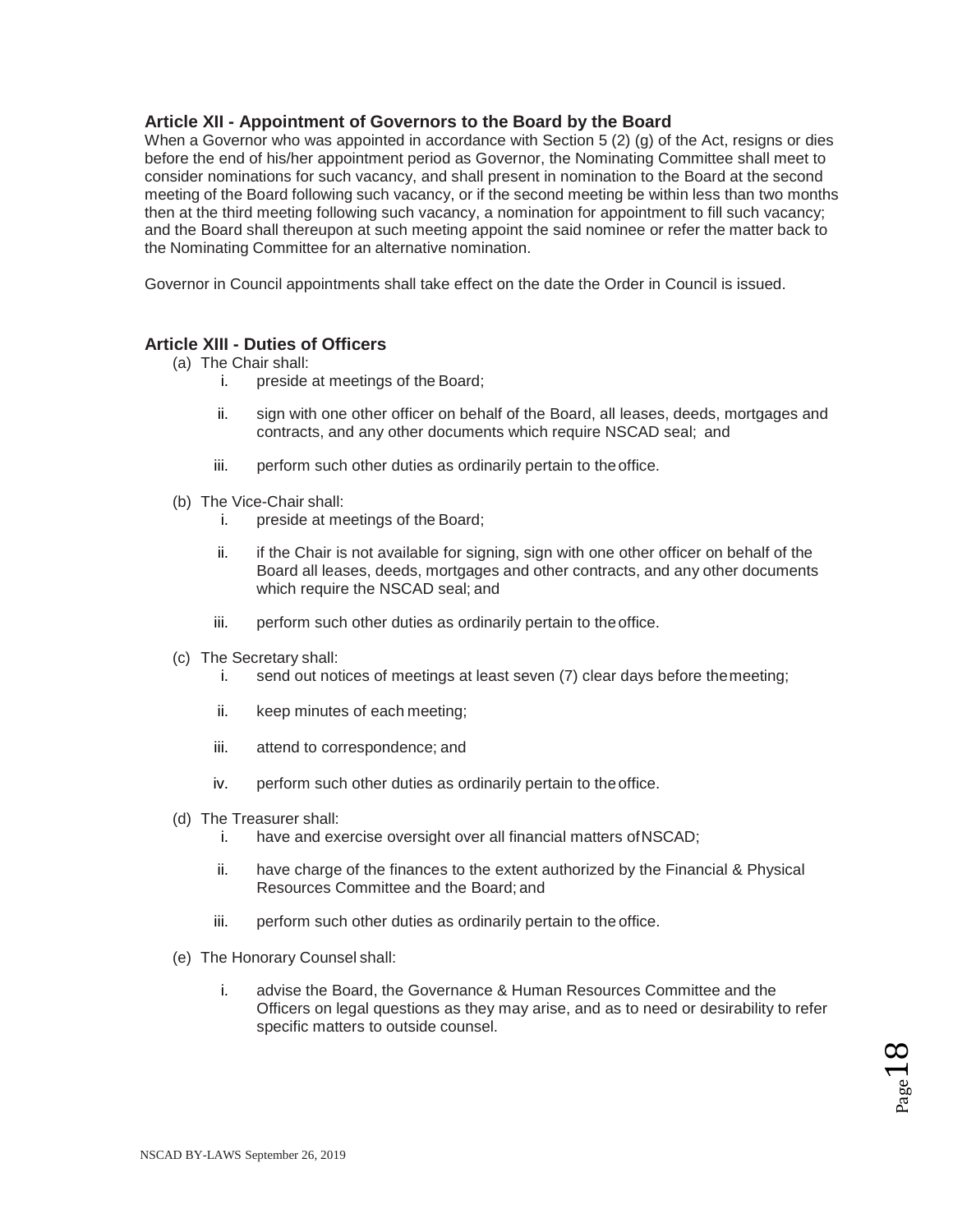## Article XII - Appointment of Governors to the Board by the Board

When a Governor who was appointed in accordance with Section 5 (2) (g) of the Act, resigns or dies before the end of his/her appointment period as Governor, the Nominating Committee shall meet to consider nominations for such vacancy, and shall present in nomination to the Board at the second meeting of the Board following such vacancy, or if the second meeting be within less than two months then at the third meeting following such vacancy, a nomination for appointment to fill such vacancy; and the Board shall thereupon at such meeting appoint the said nominee or refer the matter back to the Nominating Committee for an alternative nomination.

Governor in Council appointments shall take effect on the date the Order in Council is issued.

## Article XIII - Duties of Officers

(a) The Chair shall:

i. preside at meetings of the Board;

ii. sign with one other officer on behalf of the Board, all leases, deeds, mortgages and contracts, and any other documents which require NSCAD seal; and

iii. perform such other duties as ordinarily pertain to the office.

(b) The Vice-Chair shall:

i. preside at meetings of the Board;

ii. if the Chair is not available for signing, sign with one other officer on behalf of the Board all leases, deeds, mortgages and other contracts, and any other documents which require the NSCAD seal; and

iii. perform such other duties as ordinarily pertain to the office.

(c) The Secretary shall:

i. send out notices of meetings at least seven (7) clear days before the meeting;

ii. keep minutes of each meeting;

iii. attend to correspondence; and

iv. perform such other duties as ordinarily pertain to the office.

(d) The Treasurer shall:

i. have and exercise oversight over all financial matters of NSCAD;

ii. have charge of the finances to the extent authorized by the Financial & Physical Resources Committee and the Board; and

iii. perform such other duties as ordinarily pertain to the office.

(e) The Honorary Counsel shall:

i. advise the Board, the Governance & Human Resources Committee and the Officers on legal questions as they may arise, and as to need or desirability to refer specific matters to outside counsel.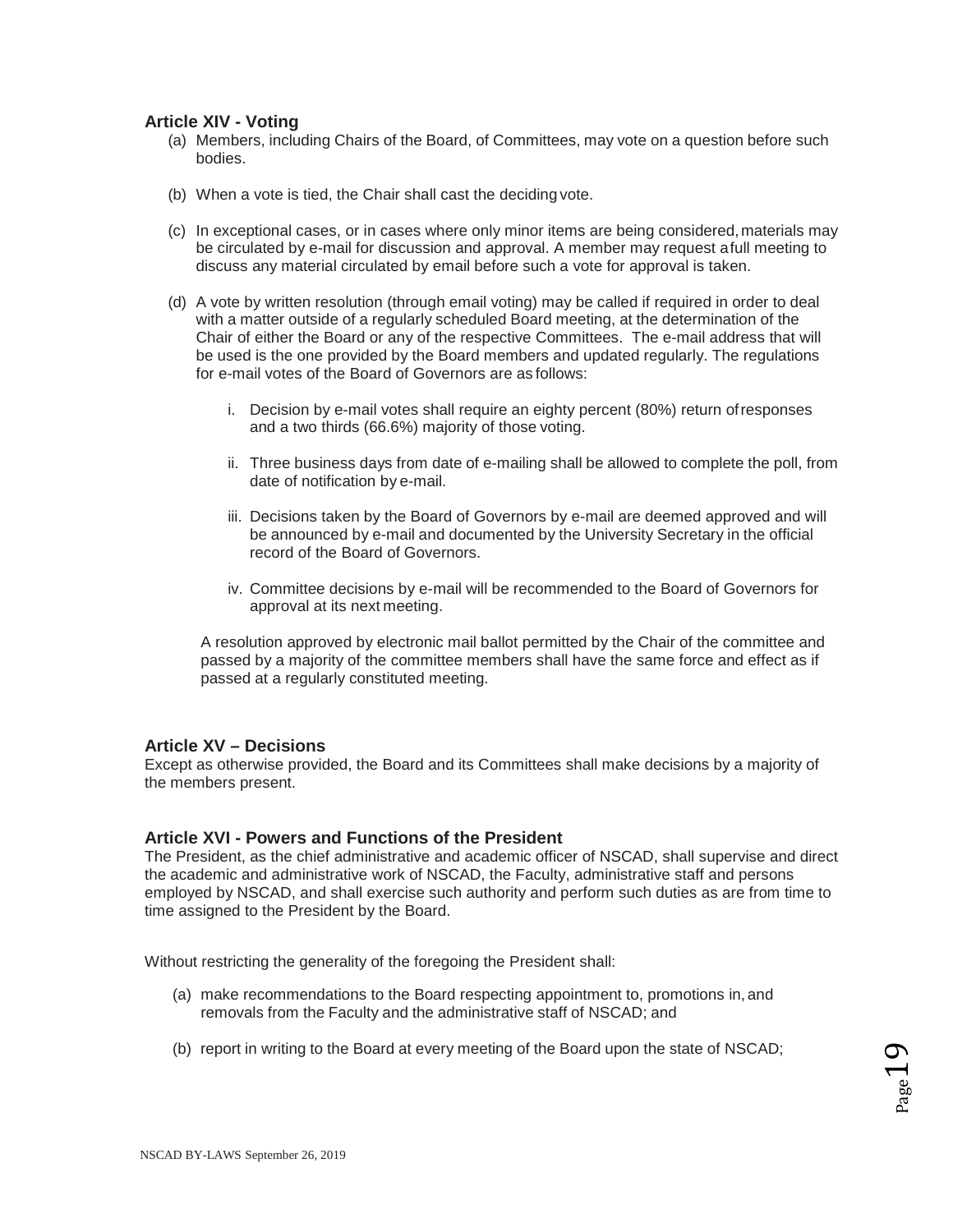### Article XIV - Voting

(a) Members, including Chairs of the Board, of Committees, may vote on a question before such bodies.

(b) When a vote is tied, the Chair shall cast the deciding vote.

(c) In exceptional cases, or in cases where only minor items are being considered, materials may be circulated by e-mail for discussion and approval. A member may request a full meeting to discuss any material circulated by email before such a vote for approval is taken.

(d) A vote by written resolution (through email voting) may be called if required in order to deal with a matter outside of a regularly scheduled Board meeting, at the determination of the Chair of either the Board or any of the respective Committees. The e-mail address that will be used is the one provided by the Board members and updated regularly. The regulations for e-mail votes of the Board of Governors are as follows:

   i. Decision by e-mail votes shall require an eighty percent (80%) return of responses and a two thirds (66.6%) majority of those voting.

   ii. Three business days from date of e-mailing shall be allowed to complete the poll, from date of notification by e-mail.

   iii. Decisions taken by the Board of Governors by e-mail are deemed approved and will be announced by e-mail and documented by the University Secretary in the official record of the Board of Governors.

   iv. Committee decisions by e-mail will be recommended to the Board of Governors for approval at its next meeting.

   A resolution approved by electronic mail ballot permitted by the Chair of the committee and passed by a majority of the committee members shall have the same force and effect as if passed at a regularly constituted meeting.

### Article XV – Decisions

Except as otherwise provided, the Board and its Committees shall make decisions by a majority of the members present.

### Article XVI - Powers and Functions of the President

The President, as the chief administrative and academic officer of NSCAD, shall supervise and direct the academic and administrative work of NSCAD, the Faculty, administrative staff and persons employed by NSCAD, and shall exercise such authority and perform such duties as are from time to time assigned to the President by the Board.

Without restricting the generality of the foregoing the President shall:

(a) make recommendations to the Board respecting appointment to, promotions in, and removals from the Faculty and the administrative staff of NSCAD; and

(b) report in writing to the Board at every meeting of the Board upon the state of NSCAD;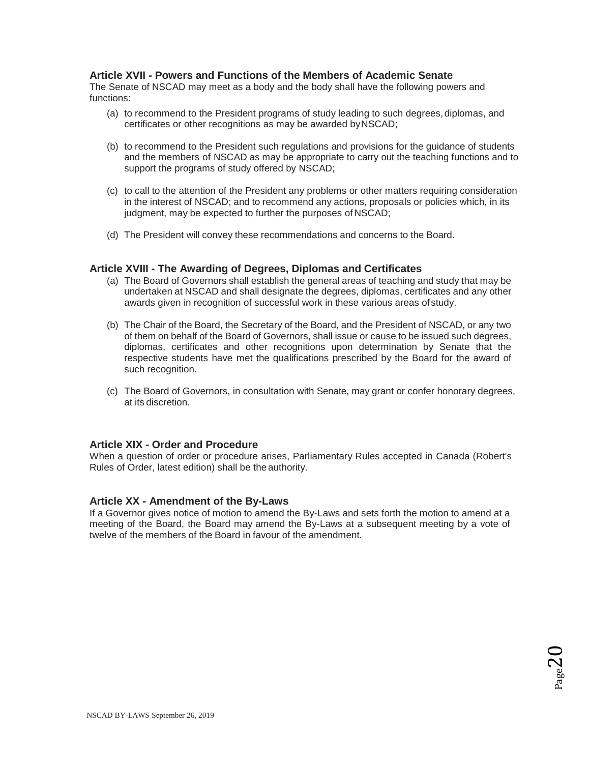### Article XVII - Powers and Functions of the Members of Academic Senate

The Senate of NSCAD may meet as a body and the body shall have the following powers and functions:

(a) to recommend to the President programs of study leading to such degrees, diplomas, and certificates or other recognitions as may be awarded by NSCAD;

(b) to recommend to the President such regulations and provisions for the guidance of students and the members of NSCAD as may be appropriate to carry out the teaching functions and to support the programs of study offered by NSCAD;

(c) to call to the attention of the President any problems or other matters requiring consideration in the interest of NSCAD; and to recommend any actions, proposals or policies which, in its judgment, may be expected to further the purposes of NSCAD;

(d) The President will convey these recommendations and concerns to the Board.

### Article XVIII - The Awarding of Degrees, Diplomas and Certificates

(a) The Board of Governors shall establish the general areas of teaching and study that may be undertaken at NSCAD and shall designate the degrees, diplomas, certificates and any other awards given in recognition of successful work in these various areas of study.

(b) The Chair of the Board, the Secretary of the Board, and the President of NSCAD, or any two of them on behalf of the Board of Governors, shall issue or cause to be issued such degrees, diplomas, certificates and other recognitions upon determination by Senate that the respective students have met the qualifications prescribed by the Board for the award of such recognition.

(c) The Board of Governors, in consultation with Senate, may grant or confer honorary degrees, at its discretion.

### Article XIX - Order and Procedure

When a question of order or procedure arises, Parliamentary Rules accepted in Canada (Robert's Rules of Order, latest edition) shall be the authority.

### Article XX - Amendment of the By-Laws

If a Governor gives notice of motion to amend the By-Laws and sets forth the motion to amend at a meeting of the Board, the Board may amend the By-Laws at a subsequent meeting by a vote of twelve of the members of the Board in favour of the amendment.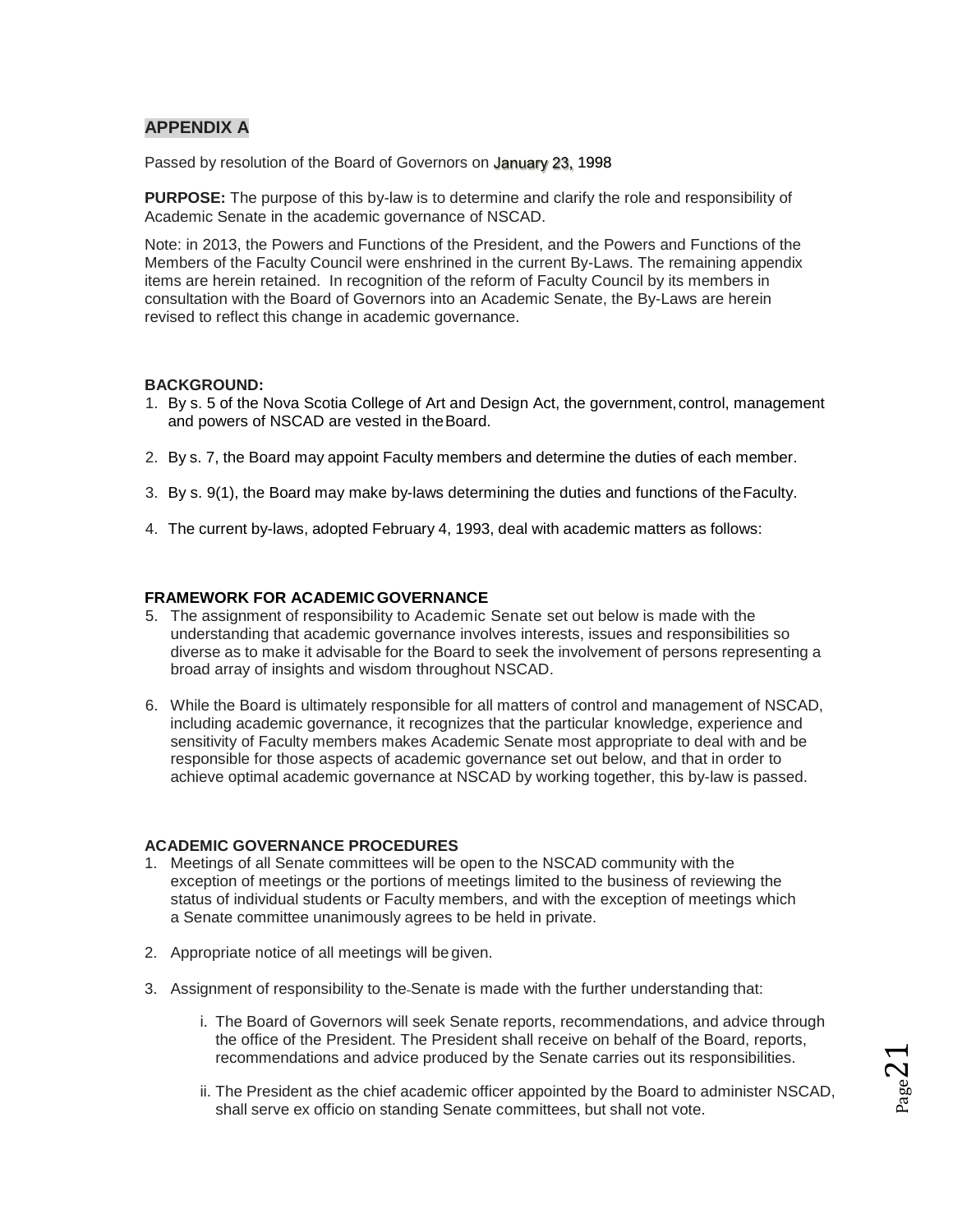## APPENDIX A

Passed by resolution of the Board of Governors on January 23, 1998

**PURPOSE:** The purpose of this by-law is to determine and clarify the role and responsibility of Academic Senate in the academic governance of NSCAD.

Note: in 2013, the Powers and Functions of the President, and the Powers and Functions of the Members of the Faculty Council were enshrined in the current By-Laws. The remaining appendix items are herein retained. In recognition of the reform of Faculty Council by its members in consultation with the Board of Governors into an Academic Senate, the By-Laws are herein revised to reflect this change in academic governance.

**BACKGROUND:**

1. By s. 5 of the Nova Scotia College of Art and Design Act, the government, control, management and powers of NSCAD are vested in the Board.

2. By s. 7, the Board may appoint Faculty members and determine the duties of each member.

3. By s. 9(1), the Board may make by-laws determining the duties and functions of the Faculty.

4. The current by-laws, adopted February 4, 1993, deal with academic matters as follows:

**FRAMEWORK FOR ACADEMIC GOVERNANCE**

5. The assignment of responsibility to Academic Senate set out below is made with the understanding that academic governance involves interests, issues and responsibilities so diverse as to make it advisable for the Board to seek the involvement of persons representing a broad array of insights and wisdom throughout NSCAD.

6. While the Board is ultimately responsible for all matters of control and management of NSCAD, including academic governance, it recognizes that the particular knowledge, experience and sensitivity of Faculty members makes Academic Senate most appropriate to deal with and be responsible for those aspects of academic governance set out below, and that in order to achieve optimal academic governance at NSCAD by working together, this by-law is passed.

**ACADEMIC GOVERNANCE PROCEDURES**

1. Meetings of all Senate committees will be open to the NSCAD community with the exception of meetings or the portions of meetings limited to the business of reviewing the status of individual students or Faculty members, and with the exception of meetings which a Senate committee unanimously agrees to be held in private.

2. Appropriate notice of all meetings will be given.

3. Assignment of responsibility to the Senate is made with the further understanding that:

   i. The Board of Governors will seek Senate reports, recommendations, and advice through the office of the President. The President shall receive on behalf of the Board, reports, recommendations and advice produced by the Senate carries out its responsibilities.

   ii. The President as the chief academic officer appointed by the Board to administer NSCAD, shall serve ex officio on standing Senate committees, but shall not vote.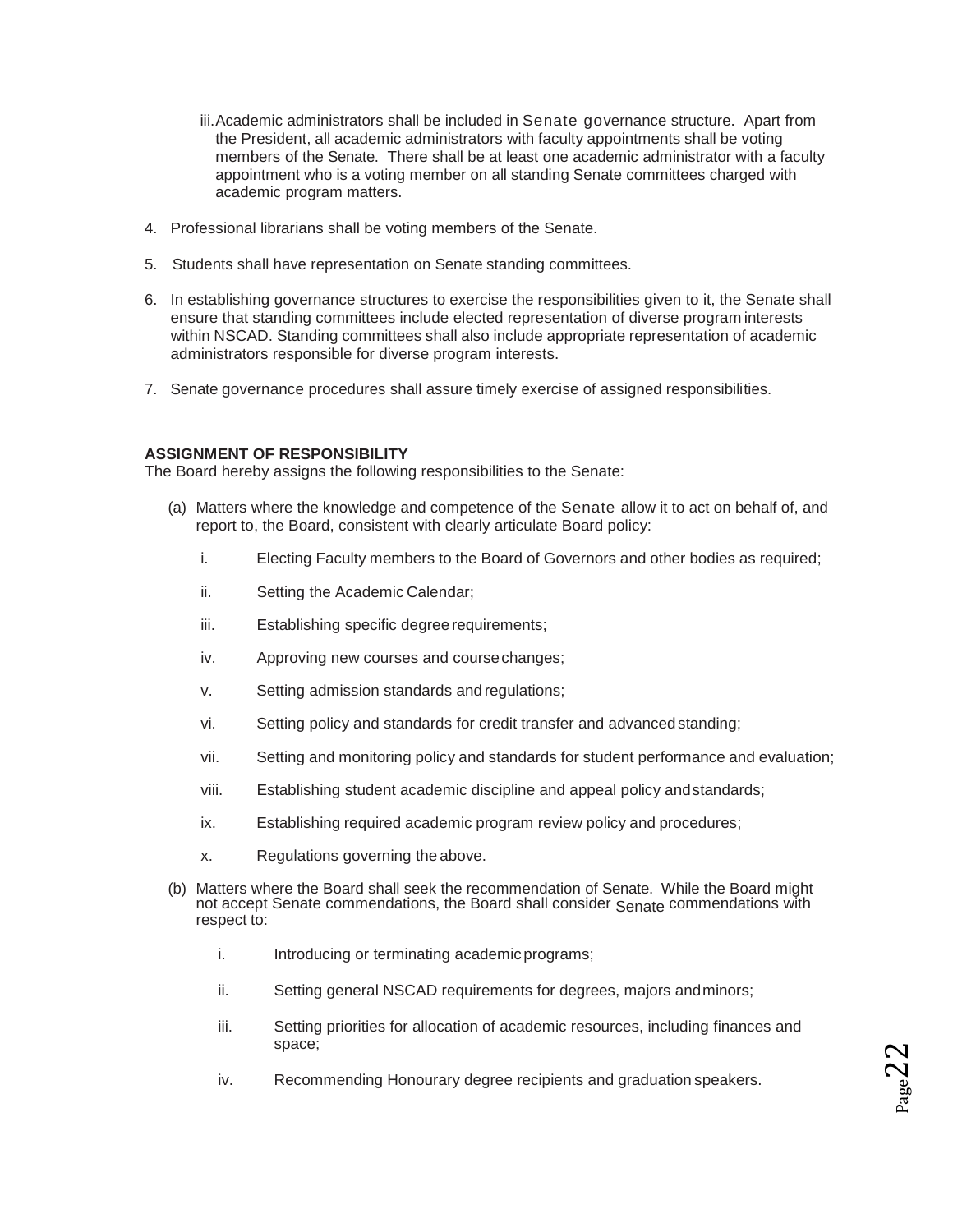iii. Academic administrators shall be included in Senate governance structure. Apart from the President, all academic administrators with faculty appointments shall be voting members of the Senate. There shall be at least one academic administrator with a faculty appointment who is a voting member on all standing Senate committees charged with academic program matters.

4. Professional librarians shall be voting members of the Senate.

5. Students shall have representation on Senate standing committees.

6. In establishing governance structures to exercise the responsibilities given to it, the Senate shall ensure that standing committees include elected representation of diverse program interests within NSCAD. Standing committees shall also include appropriate representation of academic administrators responsible for diverse program interests.

7. Senate governance procedures shall assure timely exercise of assigned responsibilities.

**ASSIGNMENT OF RESPONSIBILITY**

The Board hereby assigns the following responsibilities to the Senate:

(a) Matters where the knowledge and competence of the Senate allow it to act on behalf of, and report to, the Board, consistent with clearly articulate Board policy:

  i. Electing Faculty members to the Board of Governors and other bodies as required;

  ii. Setting the Academic Calendar;

  iii. Establishing specific degree requirements;

  iv. Approving new courses and course changes;

  v. Setting admission standards and regulations;

  vi. Setting policy and standards for credit transfer and advanced standing;

  vii. Setting and monitoring policy and standards for student performance and evaluation;

  viii. Establishing student academic discipline and appeal policy and standards;

  ix. Establishing required academic program review policy and procedures;

  x. Regulations governing the above.

(b) Matters where the Board shall seek the recommendation of Senate. While the Board might not accept Senate commendations, the Board shall consider Senate commendations with respect to:

  i. Introducing or terminating academic programs;

  ii. Setting general NSCAD requirements for degrees, majors and minors;

  iii. Setting priorities for allocation of academic resources, including finances and space;

  iv. Recommending Honourary degree recipients and graduation speakers.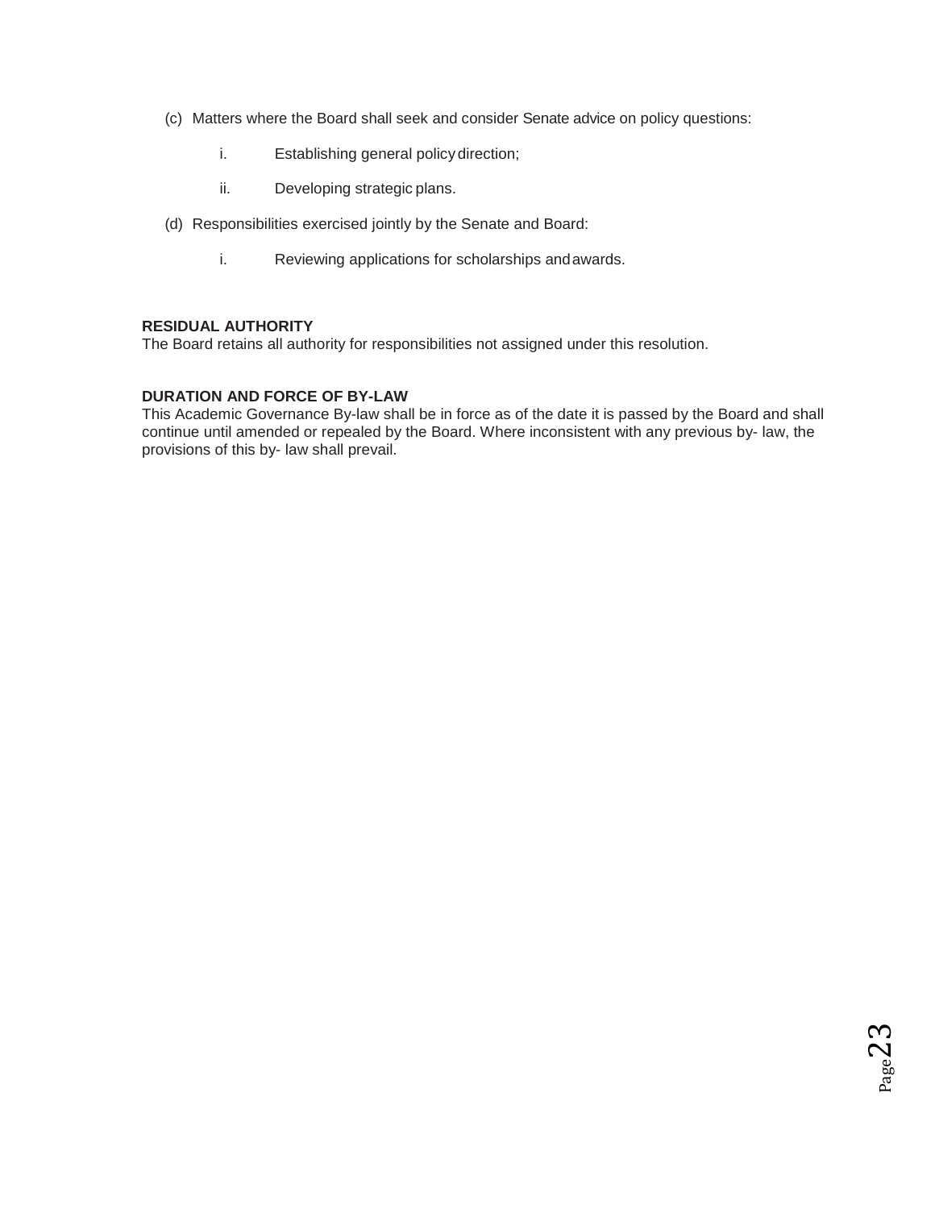(c) Matters where the Board shall seek and consider Senate advice on policy questions:

   i. Establishing general policy direction;

   ii. Developing strategic plans.

(d) Responsibilities exercised jointly by the Senate and Board:

   i. Reviewing applications for scholarships and awards.

**RESIDUAL AUTHORITY**

The Board retains all authority for responsibilities not assigned under this resolution.

**DURATION AND FORCE OF BY-LAW**

This Academic Governance By-law shall be in force as of the date it is passed by the Board and shall continue until amended or repealed by the Board. Where inconsistent with any previous by- law, the provisions of this by- law shall prevail.